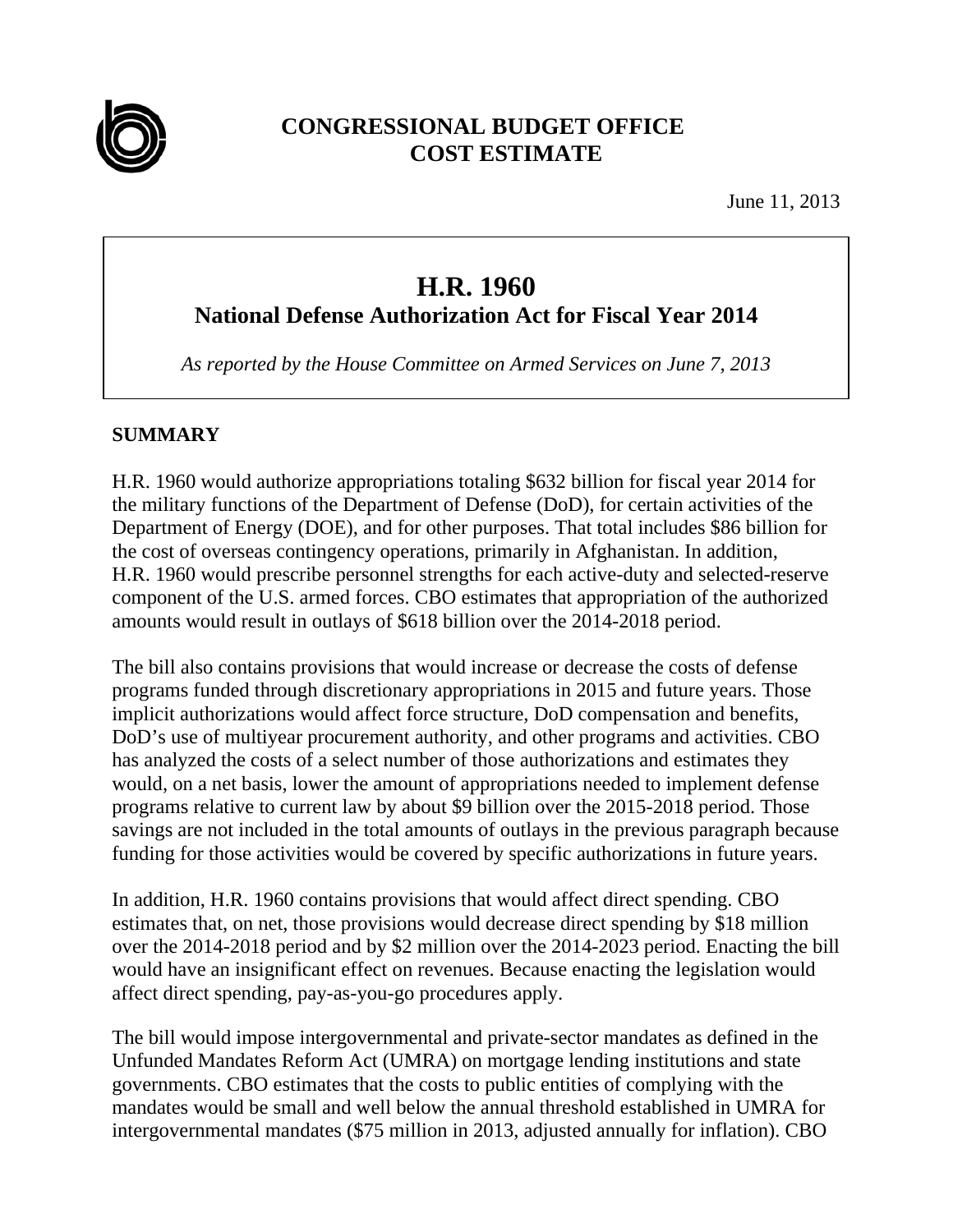# CONGRESSIONAL BUDGET OFFICE
# COST ESTIMATE

June 11, 2013

## H.R. 1960
### National Defense Authorization Act for Fiscal Year 2014

*As reported by the House Committee on Armed Services on June 7, 2013*

**SUMMARY**

H.R. 1960 would authorize appropriations totaling $632 billion for fiscal year 2014 for the military functions of the Department of Defense (DoD), for certain activities of the Department of Energy (DOE), and for other purposes. That total includes $86 billion for the cost of overseas contingency operations, primarily in Afghanistan. In addition, H.R. 1960 would prescribe personnel strengths for each active-duty and selected-reserve component of the U.S. armed forces. CBO estimates that appropriation of the authorized amounts would result in outlays of $618 billion over the 2014-2018 period.

The bill also contains provisions that would increase or decrease the costs of defense programs funded through discretionary appropriations in 2015 and future years. Those implicit authorizations would affect force structure, DoD compensation and benefits, DoD's use of multiyear procurement authority, and other programs and activities. CBO has analyzed the costs of a select number of those authorizations and estimates they would, on a net basis, lower the amount of appropriations needed to implement defense programs relative to current law by about $9 billion over the 2015-2018 period. Those savings are not included in the total amounts of outlays in the previous paragraph because funding for those activities would be covered by specific authorizations in future years.

In addition, H.R. 1960 contains provisions that would affect direct spending. CBO estimates that, on net, those provisions would decrease direct spending by $18 million over the 2014-2018 period and by $2 million over the 2014-2023 period. Enacting the bill would have an insignificant effect on revenues. Because enacting the legislation would affect direct spending, pay-as-you-go procedures apply.

The bill would impose intergovernmental and private-sector mandates as defined in the Unfunded Mandates Reform Act (UMRA) on mortgage lending institutions and state governments. CBO estimates that the costs to public entities of complying with the mandates would be small and well below the annual threshold established in UMRA for intergovernmental mandates ($75 million in 2013, adjusted annually for inflation). CBO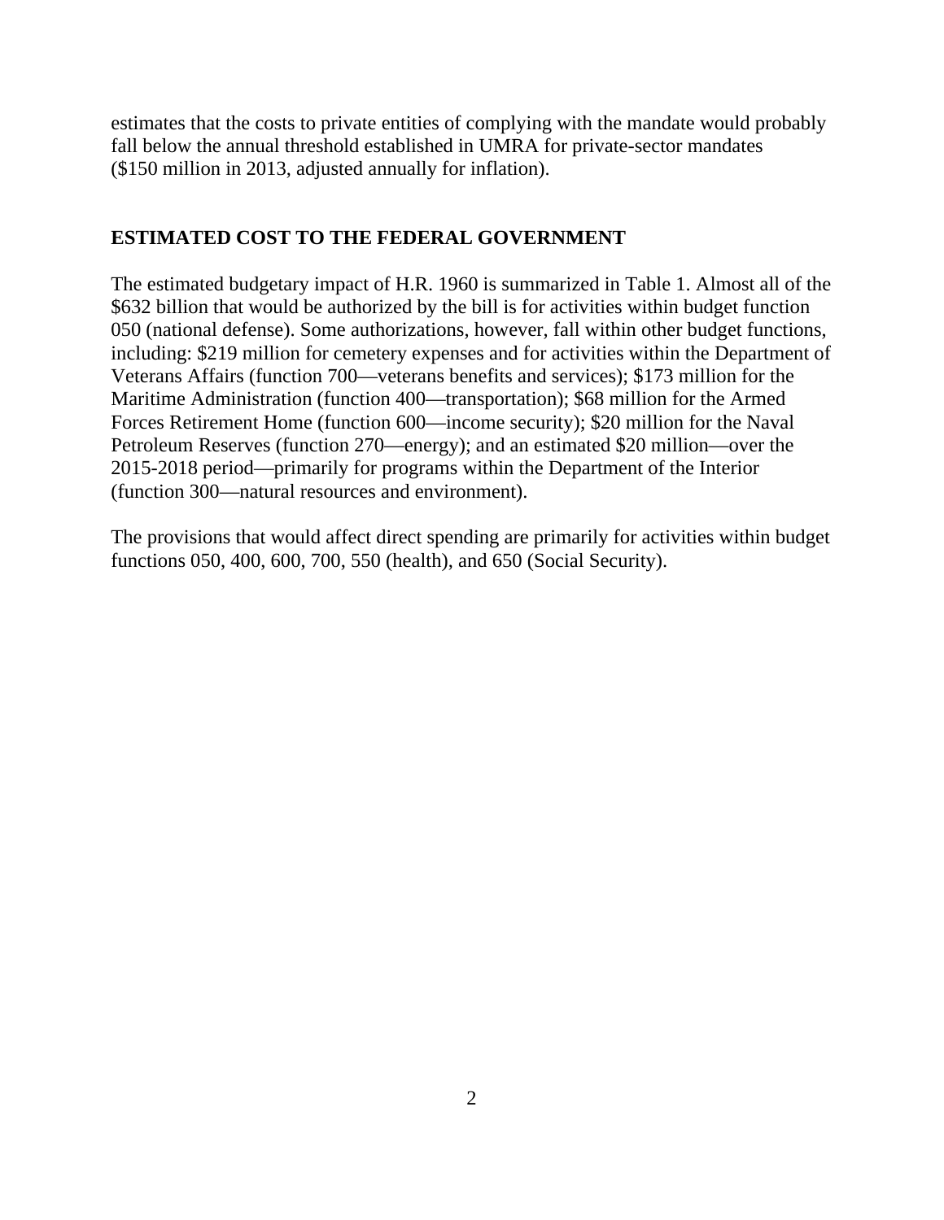estimates that the costs to private entities of complying with the mandate would probably fall below the annual threshold established in UMRA for private-sector mandates ($150 million in 2013, adjusted annually for inflation).

## ESTIMATED COST TO THE FEDERAL GOVERNMENT

The estimated budgetary impact of H.R. 1960 is summarized in Table 1. Almost all of the $632 billion that would be authorized by the bill is for activities within budget function 050 (national defense). Some authorizations, however, fall within other budget functions, including: $219 million for cemetery expenses and for activities within the Department of Veterans Affairs (function 700—veterans benefits and services); $173 million for the Maritime Administration (function 400—transportation); $68 million for the Armed Forces Retirement Home (function 600—income security); $20 million for the Naval Petroleum Reserves (function 270—energy); and an estimated $20 million—over the 2015-2018 period—primarily for programs within the Department of the Interior (function 300—natural resources and environment).

The provisions that would affect direct spending are primarily for activities within budget functions 050, 400, 600, 700, 550 (health), and 650 (Social Security).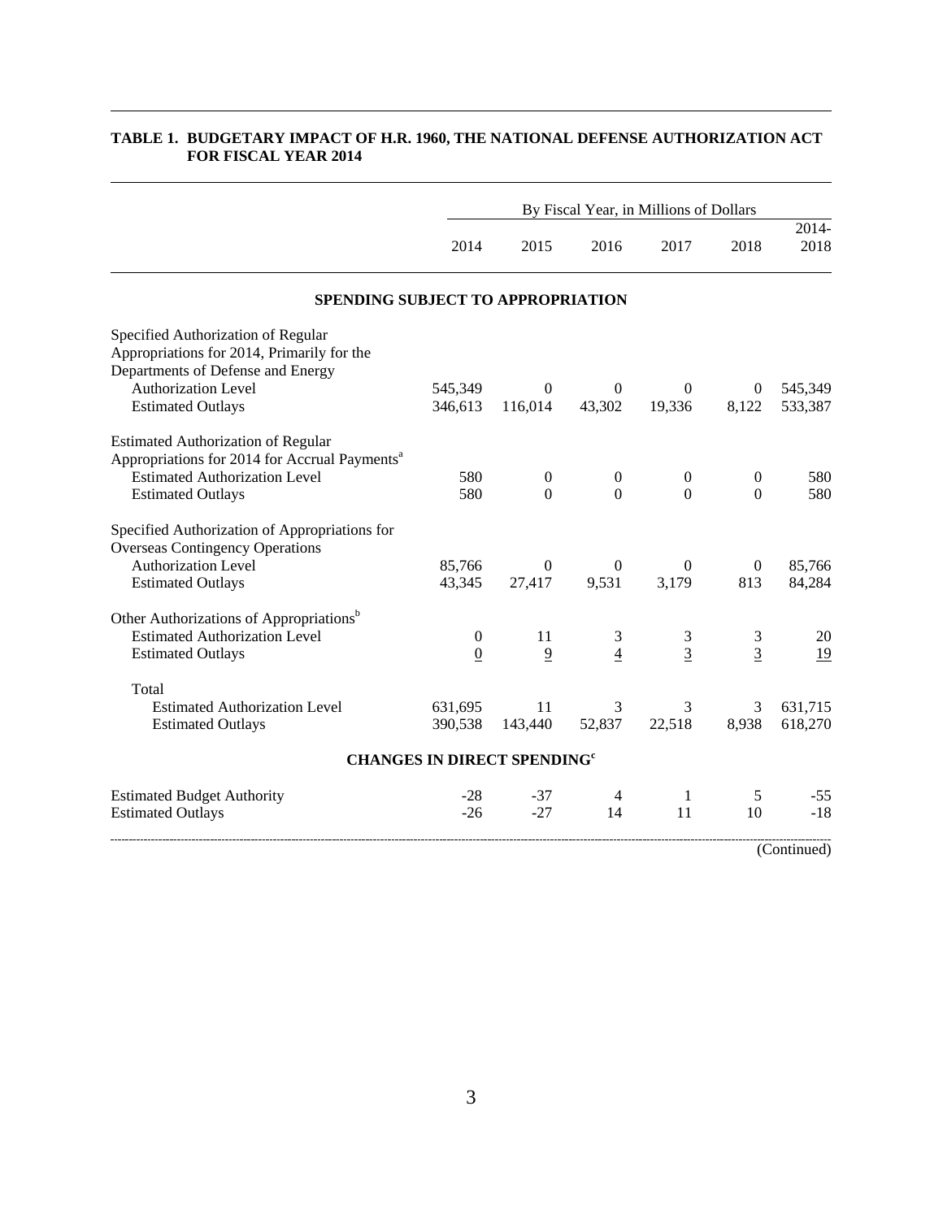**TABLE 1. BUDGETARY IMPACT OF H.R. 1960, THE NATIONAL DEFENSE AUTHORIZATION ACT FOR FISCAL YEAR 2014**

| | By Fiscal Year, in Millions of Dollars | | | | | |
|---|---|---|---|---|---|---|
| | 2014 | 2015 | 2016 | 2017 | 2018 | 2014-2018 |
| **SPENDING SUBJECT TO APPROPRIATION** | | | | | | |
| Specified Authorization of Regular Appropriations for 2014, Primarily for the Departments of Defense and Energy | | | | | | |
| Authorization Level | 545,349 | 0 | 0 | 0 | 0 | 545,349 |
| Estimated Outlays | 346,613 | 116,014 | 43,302 | 19,336 | 8,122 | 533,387 |
| Estimated Authorization of Regular Appropriations for 2014 for Accrual Payments[a] | | | | | | |
| Estimated Authorization Level | 580 | 0 | 0 | 0 | 0 | 580 |
| Estimated Outlays | 580 | 0 | 0 | 0 | 0 | 580 |
| Specified Authorization of Appropriations for Overseas Contingency Operations | | | | | | |
| Authorization Level | 85,766 | 0 | 0 | 0 | 0 | 85,766 |
| Estimated Outlays | 43,345 | 27,417 | 9,531 | 3,179 | 813 | 84,284 |
| Other Authorizations of Appropriations[b] | | | | | | |
| Estimated Authorization Level | 0 | 11 | 3 | 3 | 3 | 20 |
| Estimated Outlays | 0 | 9 | 4 | 3 | 3 | 19 |
| Total | | | | | | |
| Estimated Authorization Level | 631,695 | 11 | 3 | 3 | 3 | 631,715 |
| Estimated Outlays | 390,538 | 143,440 | 52,837 | 22,518 | 8,938 | 618,270 |
| **CHANGES IN DIRECT SPENDING[c]** | | | | | | |
| Estimated Budget Authority | -28 | -37 | 4 | 1 | 5 | -55 |
| Estimated Outlays | -26 | -27 | 14 | 11 | 10 | -18 |

(Continued)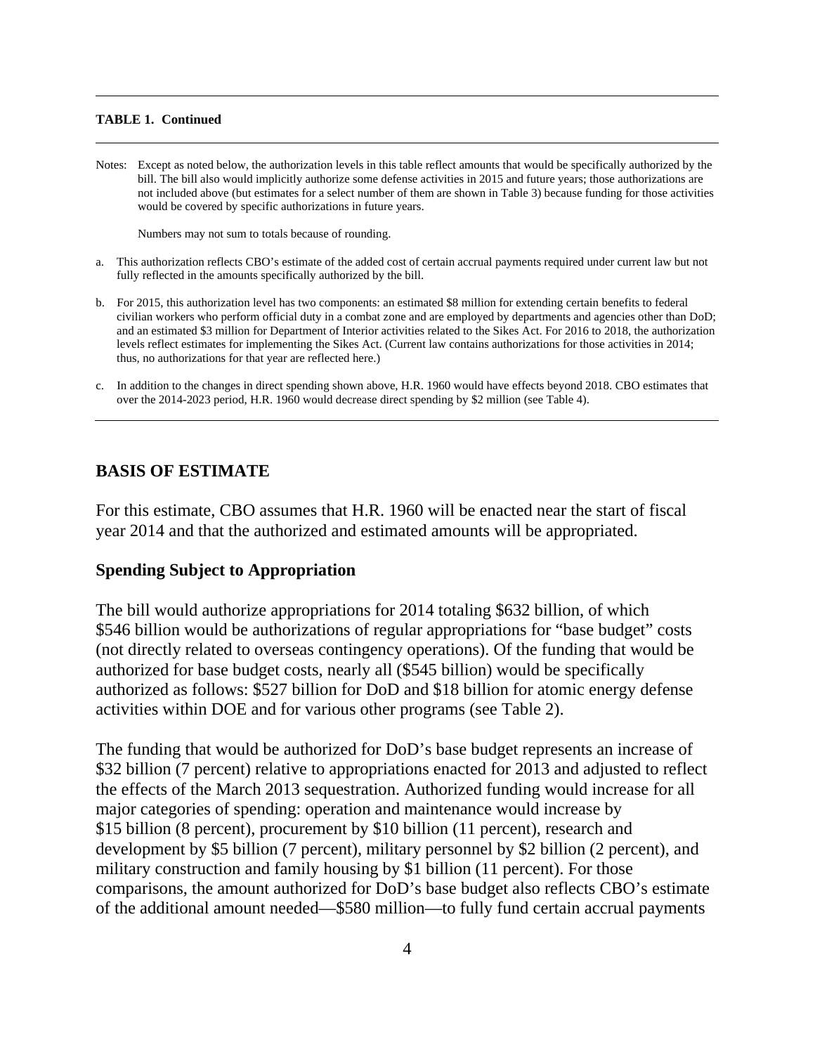**TABLE 1. Continued**

Notes: Except as noted below, the authorization levels in this table reflect amounts that would be specifically authorized by the bill. The bill also would implicitly authorize some defense activities in 2015 and future years; those authorizations are not included above (but estimates for a select number of them are shown in Table 3) because funding for those activities would be covered by specific authorizations in future years.

Numbers may not sum to totals because of rounding.

a. This authorization reflects CBO's estimate of the added cost of certain accrual payments required under current law but not fully reflected in the amounts specifically authorized by the bill.

b. For 2015, this authorization level has two components: an estimated \$8 million for extending certain benefits to federal civilian workers who perform official duty in a combat zone and are employed by departments and agencies other than DoD; and an estimated \$3 million for Department of Interior activities related to the Sikes Act. For 2016 to 2018, the authorization levels reflect estimates for implementing the Sikes Act. (Current law contains authorizations for those activities in 2014; thus, no authorizations for that year are reflected here.)

c. In addition to the changes in direct spending shown above, H.R. 1960 would have effects beyond 2018. CBO estimates that over the 2014-2023 period, H.R. 1960 would decrease direct spending by \$2 million (see Table 4).

## BASIS OF ESTIMATE

For this estimate, CBO assumes that H.R. 1960 will be enacted near the start of fiscal year 2014 and that the authorized and estimated amounts will be appropriated.

### Spending Subject to Appropriation

The bill would authorize appropriations for 2014 totaling \$632 billion, of which \$546 billion would be authorizations of regular appropriations for "base budget" costs (not directly related to overseas contingency operations). Of the funding that would be authorized for base budget costs, nearly all (\$545 billion) would be specifically authorized as follows: \$527 billion for DoD and \$18 billion for atomic energy defense activities within DOE and for various other programs (see Table 2).

The funding that would be authorized for DoD's base budget represents an increase of \$32 billion (7 percent) relative to appropriations enacted for 2013 and adjusted to reflect the effects of the March 2013 sequestration. Authorized funding would increase for all major categories of spending: operation and maintenance would increase by \$15 billion (8 percent), procurement by \$10 billion (11 percent), research and development by \$5 billion (7 percent), military personnel by \$2 billion (2 percent), and military construction and family housing by \$1 billion (11 percent). For those comparisons, the amount authorized for DoD's base budget also reflects CBO's estimate of the additional amount needed—\$580 million—to fully fund certain accrual payments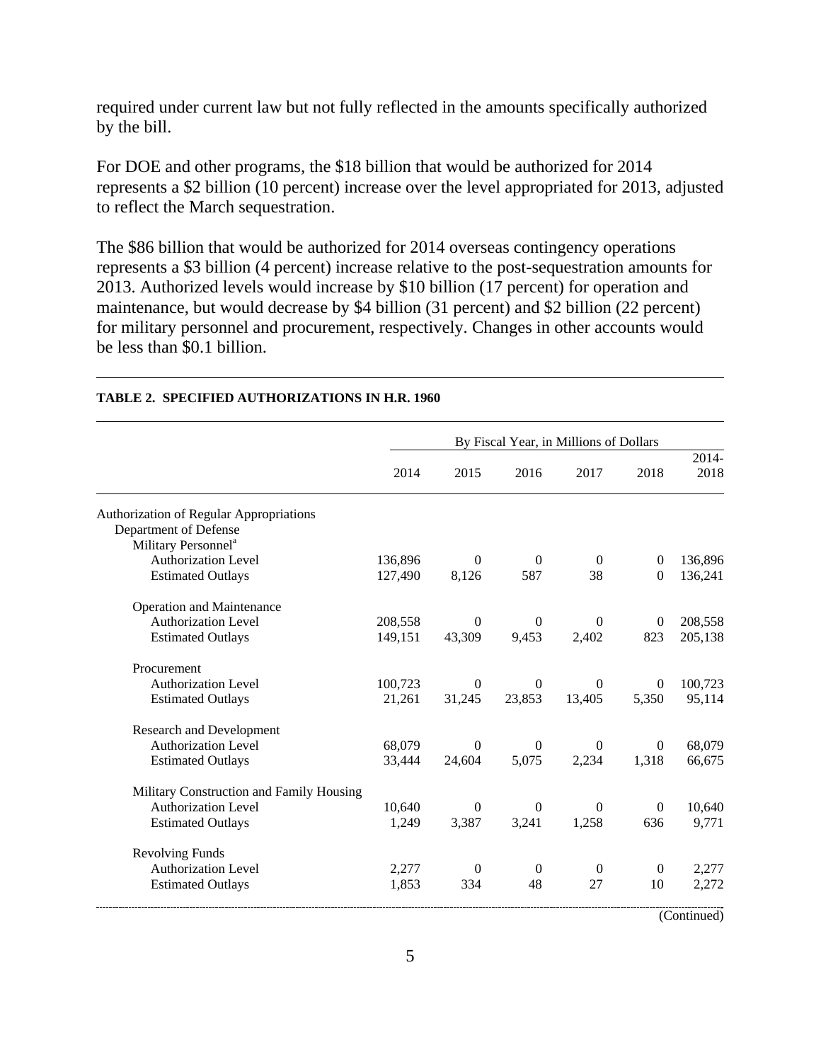required under current law but not fully reflected in the amounts specifically authorized by the bill.

For DOE and other programs, the $18 billion that would be authorized for 2014 represents a $2 billion (10 percent) increase over the level appropriated for 2013, adjusted to reflect the March sequestration.

The $86 billion that would be authorized for 2014 overseas contingency operations represents a $3 billion (4 percent) increase relative to the post-sequestration amounts for 2013. Authorized levels would increase by $10 billion (17 percent) for operation and maintenance, but would decrease by $4 billion (31 percent) and $2 billion (22 percent) for military personnel and procurement, respectively. Changes in other accounts would be less than $0.1 billion.

**TABLE 2. SPECIFIED AUTHORIZATIONS IN H.R. 1960**

| | By Fiscal Year, in Millions of Dollars | | | | | |
|---|---|---|---|---|---|---|
| | 2014 | 2015 | 2016 | 2017 | 2018 | 2014-2018 |
| Authorization of Regular Appropriations | | | | | | |
| Department of Defense | | | | | | |
| Military Personnel[a] | | | | | | |
| Authorization Level | 136,896 | 0 | 0 | 0 | 0 | 136,896 |
| Estimated Outlays | 127,490 | 8,126 | 587 | 38 | 0 | 136,241 |
| Operation and Maintenance | | | | | | |
| Authorization Level | 208,558 | 0 | 0 | 0 | 0 | 208,558 |
| Estimated Outlays | 149,151 | 43,309 | 9,453 | 2,402 | 823 | 205,138 |
| Procurement | | | | | | |
| Authorization Level | 100,723 | 0 | 0 | 0 | 0 | 100,723 |
| Estimated Outlays | 21,261 | 31,245 | 23,853 | 13,405 | 5,350 | 95,114 |
| Research and Development | | | | | | |
| Authorization Level | 68,079 | 0 | 0 | 0 | 0 | 68,079 |
| Estimated Outlays | 33,444 | 24,604 | 5,075 | 2,234 | 1,318 | 66,675 |
| Military Construction and Family Housing | | | | | | |
| Authorization Level | 10,640 | 0 | 0 | 0 | 0 | 10,640 |
| Estimated Outlays | 1,249 | 3,387 | 3,241 | 1,258 | 636 | 9,771 |
| Revolving Funds | | | | | | |
| Authorization Level | 2,277 | 0 | 0 | 0 | 0 | 2,277 |
| Estimated Outlays | 1,853 | 334 | 48 | 27 | 10 | 2,272 |

(Continued)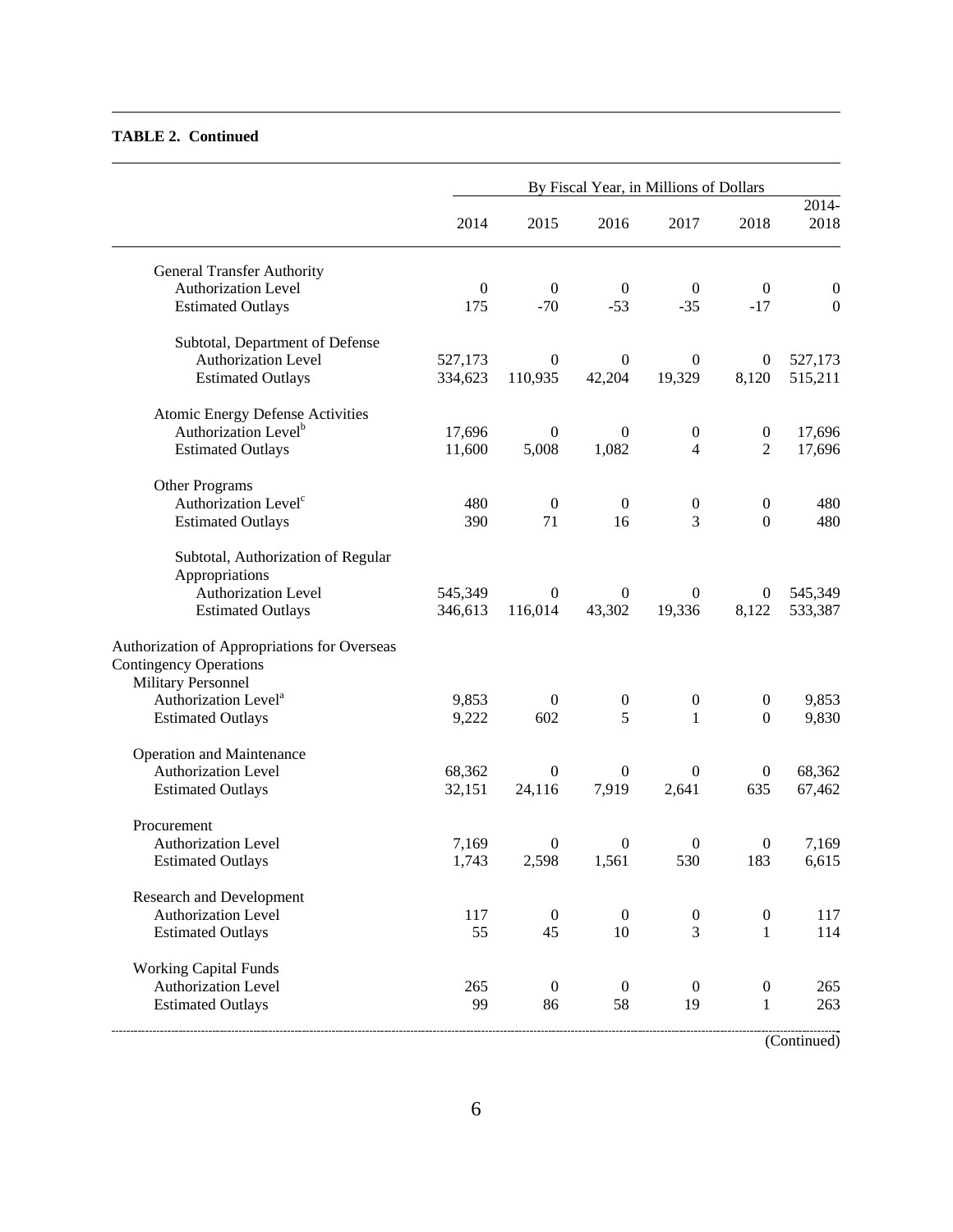**TABLE 2. Continued**

| | By Fiscal Year, in Millions of Dollars | | | | | |
|---|---|---|---|---|---|---|
| | 2014 | 2015 | 2016 | 2017 | 2018 | 2014-2018 |
| General Transfer Authority | | | | | | |
| Authorization Level | 0 | 0 | 0 | 0 | 0 | 0 |
| Estimated Outlays | 175 | -70 | -53 | -35 | -17 | 0 |
| Subtotal, Department of Defense | | | | | | |
| Authorization Level | 527,173 | 0 | 0 | 0 | 0 | 527,173 |
| Estimated Outlays | 334,623 | 110,935 | 42,204 | 19,329 | 8,120 | 515,211 |
| Atomic Energy Defense Activities | | | | | | |
| Authorization Level[b] | 17,696 | 0 | 0 | 0 | 0 | 17,696 |
| Estimated Outlays | 11,600 | 5,008 | 1,082 | 4 | 2 | 17,696 |
| Other Programs | | | | | | |
| Authorization Level[c] | 480 | 0 | 0 | 0 | 0 | 480 |
| Estimated Outlays | 390 | 71 | 16 | 3 | 0 | 480 |
| Subtotal, Authorization of Regular Appropriations | | | | | | |
| Authorization Level | 545,349 | 0 | 0 | 0 | 0 | 545,349 |
| Estimated Outlays | 346,613 | 116,014 | 43,302 | 19,336 | 8,122 | 533,387 |
| Authorization of Appropriations for Overseas Contingency Operations | | | | | | |
| Military Personnel | | | | | | |
| Authorization Level[a] | 9,853 | 0 | 0 | 0 | 0 | 9,853 |
| Estimated Outlays | 9,222 | 602 | 5 | 1 | 0 | 9,830 |
| Operation and Maintenance | | | | | | |
| Authorization Level | 68,362 | 0 | 0 | 0 | 0 | 68,362 |
| Estimated Outlays | 32,151 | 24,116 | 7,919 | 2,641 | 635 | 67,462 |
| Procurement | | | | | | |
| Authorization Level | 7,169 | 0 | 0 | 0 | 0 | 7,169 |
| Estimated Outlays | 1,743 | 2,598 | 1,561 | 530 | 183 | 6,615 |
| Research and Development | | | | | | |
| Authorization Level | 117 | 0 | 0 | 0 | 0 | 117 |
| Estimated Outlays | 55 | 45 | 10 | 3 | 1 | 114 |
| Working Capital Funds | | | | | | |
| Authorization Level | 265 | 0 | 0 | 0 | 0 | 265 |
| Estimated Outlays | 99 | 86 | 58 | 19 | 1 | 263 |

(Continued)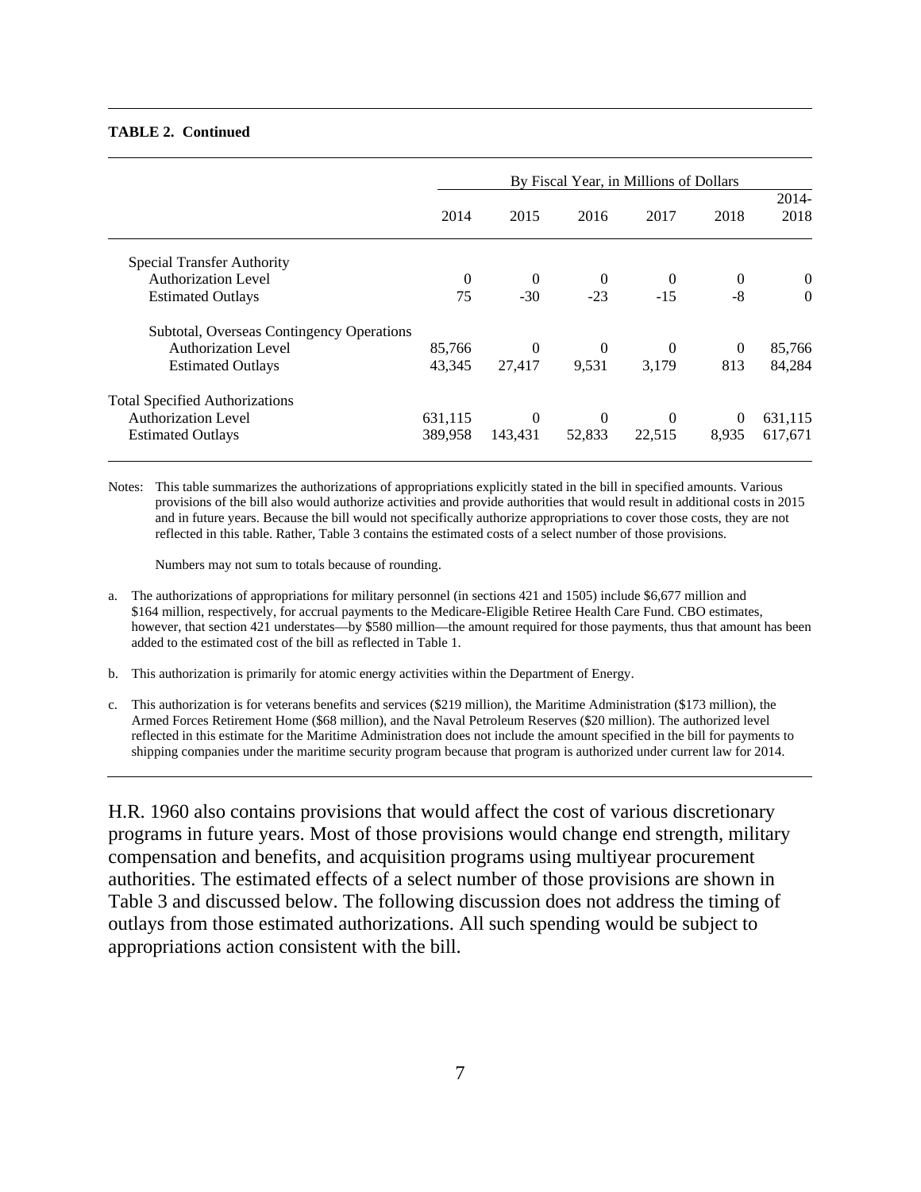**TABLE 2. Continued**

| | By Fiscal Year, in Millions of Dollars | | | | | |
|---|---|---|---|---|---|---|
| | 2014 | 2015 | 2016 | 2017 | 2018 | 2014-2018 |
| Special Transfer Authority | | | | | | |
| Authorization Level | 0 | 0 | 0 | 0 | 0 | 0 |
| Estimated Outlays | 75 | -30 | -23 | -15 | -8 | 0 |
| Subtotal, Overseas Contingency Operations | | | | | | |
| Authorization Level | 85,766 | 0 | 0 | 0 | 0 | 85,766 |
| Estimated Outlays | 43,345 | 27,417 | 9,531 | 3,179 | 813 | 84,284 |
| Total Specified Authorizations | | | | | | |
| Authorization Level | 631,115 | 0 | 0 | 0 | 0 | 631,115 |
| Estimated Outlays | 389,958 | 143,431 | 52,833 | 22,515 | 8,935 | 617,671 |

Notes: This table summarizes the authorizations of appropriations explicitly stated in the bill in specified amounts. Various provisions of the bill also would authorize activities and provide authorities that would result in additional costs in 2015 and in future years. Because the bill would not specifically authorize appropriations to cover those costs, they are not reflected in this table. Rather, Table 3 contains the estimated costs of a select number of those provisions.

Numbers may not sum to totals because of rounding.

a. The authorizations of appropriations for military personnel (in sections 421 and 1505) include $6,677 million and $164 million, respectively, for accrual payments to the Medicare-Eligible Retiree Health Care Fund. CBO estimates, however, that section 421 understates—by $580 million—the amount required for those payments, thus that amount has been added to the estimated cost of the bill as reflected in Table 1.

b. This authorization is primarily for atomic energy activities within the Department of Energy.

c. This authorization is for veterans benefits and services ($219 million), the Maritime Administration ($173 million), the Armed Forces Retirement Home ($68 million), and the Naval Petroleum Reserves ($20 million). The authorized level reflected in this estimate for the Maritime Administration does not include the amount specified in the bill for payments to shipping companies under the maritime security program because that program is authorized under current law for 2014.

H.R. 1960 also contains provisions that would affect the cost of various discretionary programs in future years. Most of those provisions would change end strength, military compensation and benefits, and acquisition programs using multiyear procurement authorities. The estimated effects of a select number of those provisions are shown in Table 3 and discussed below. The following discussion does not address the timing of outlays from those estimated authorizations. All such spending would be subject to appropriations action consistent with the bill.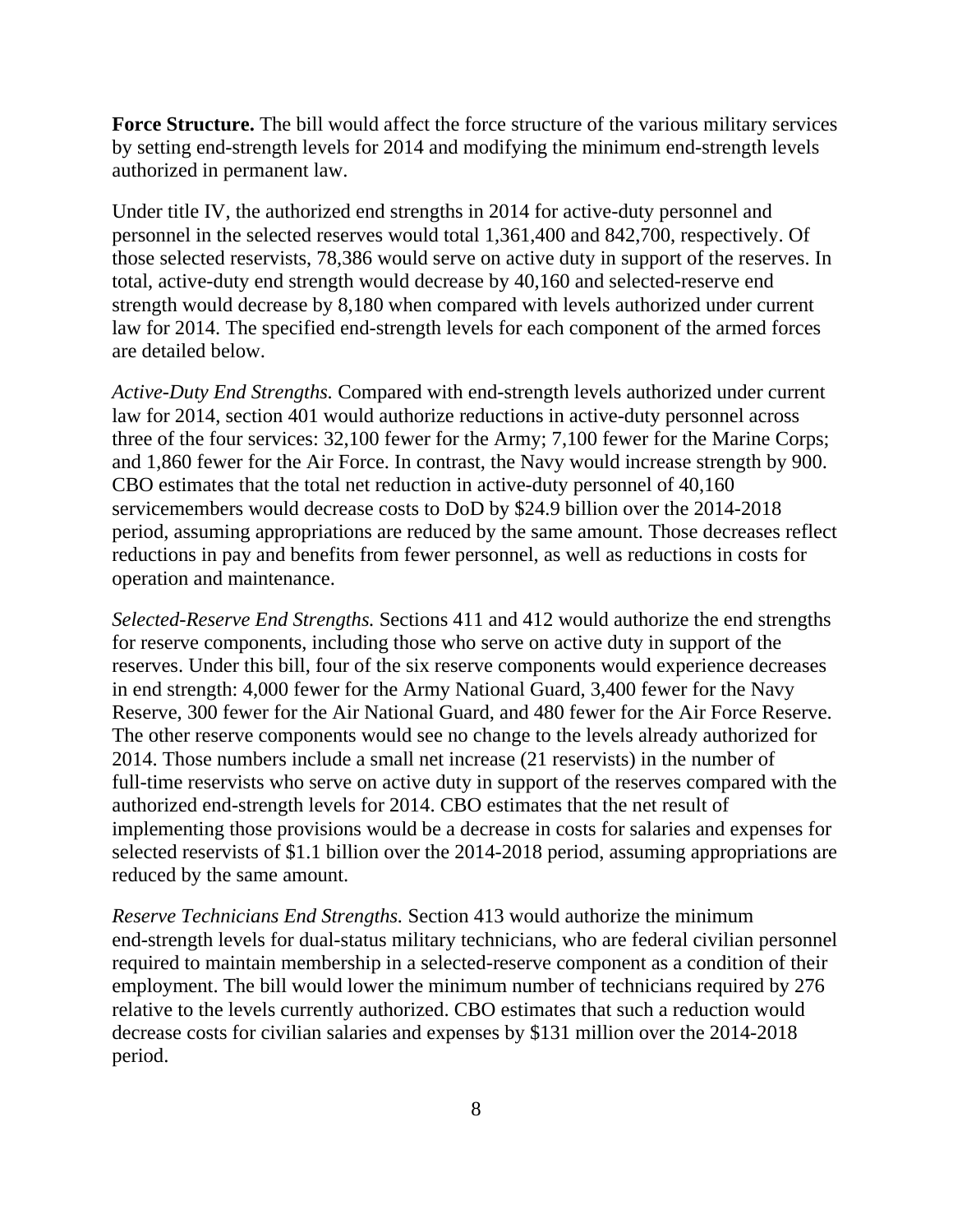**Force Structure.** The bill would affect the force structure of the various military services by setting end-strength levels for 2014 and modifying the minimum end-strength levels authorized in permanent law.

Under title IV, the authorized end strengths in 2014 for active-duty personnel and personnel in the selected reserves would total 1,361,400 and 842,700, respectively. Of those selected reservists, 78,386 would serve on active duty in support of the reserves. In total, active-duty end strength would decrease by 40,160 and selected-reserve end strength would decrease by 8,180 when compared with levels authorized under current law for 2014. The specified end-strength levels for each component of the armed forces are detailed below.

*Active-Duty End Strengths.* Compared with end-strength levels authorized under current law for 2014, section 401 would authorize reductions in active-duty personnel across three of the four services: 32,100 fewer for the Army; 7,100 fewer for the Marine Corps; and 1,860 fewer for the Air Force. In contrast, the Navy would increase strength by 900. CBO estimates that the total net reduction in active-duty personnel of 40,160 servicemembers would decrease costs to DoD by $24.9 billion over the 2014-2018 period, assuming appropriations are reduced by the same amount. Those decreases reflect reductions in pay and benefits from fewer personnel, as well as reductions in costs for operation and maintenance.

*Selected-Reserve End Strengths.* Sections 411 and 412 would authorize the end strengths for reserve components, including those who serve on active duty in support of the reserves. Under this bill, four of the six reserve components would experience decreases in end strength: 4,000 fewer for the Army National Guard, 3,400 fewer for the Navy Reserve, 300 fewer for the Air National Guard, and 480 fewer for the Air Force Reserve. The other reserve components would see no change to the levels already authorized for 2014. Those numbers include a small net increase (21 reservists) in the number of full-time reservists who serve on active duty in support of the reserves compared with the authorized end-strength levels for 2014. CBO estimates that the net result of implementing those provisions would be a decrease in costs for salaries and expenses for selected reservists of $1.1 billion over the 2014-2018 period, assuming appropriations are reduced by the same amount.

*Reserve Technicians End Strengths.* Section 413 would authorize the minimum end-strength levels for dual-status military technicians, who are federal civilian personnel required to maintain membership in a selected-reserve component as a condition of their employment. The bill would lower the minimum number of technicians required by 276 relative to the levels currently authorized. CBO estimates that such a reduction would decrease costs for civilian salaries and expenses by $131 million over the 2014-2018 period.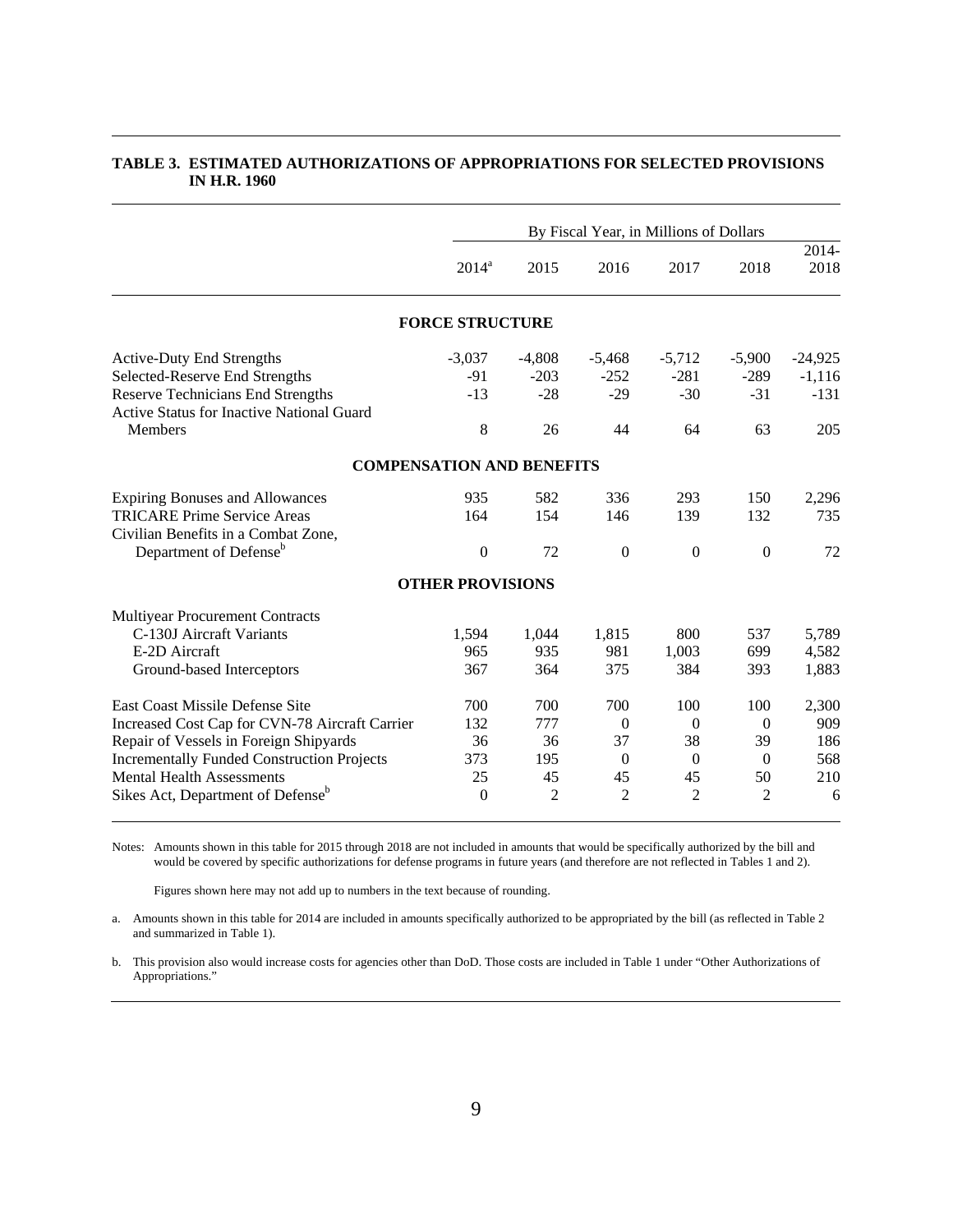**TABLE 3. ESTIMATED AUTHORIZATIONS OF APPROPRIATIONS FOR SELECTED PROVISIONS IN H.R. 1960**

| | By Fiscal Year, in Millions of Dollars | | | | | |
|---|---|---|---|---|---|---|
| | 2014[a] | 2015 | 2016 | 2017 | 2018 | 2014-2018 |
| **FORCE STRUCTURE** | | | | | | |
| Active-Duty End Strengths | -3,037 | -4,808 | -5,468 | -5,712 | -5,900 | -24,925 |
| Selected-Reserve End Strengths | -91 | -203 | -252 | -281 | -289 | -1,116 |
| Reserve Technicians End Strengths | -13 | -28 | -29 | -30 | -31 | -131 |
| Active Status for Inactive National Guard Members | 8 | 26 | 44 | 64 | 63 | 205 |
| **COMPENSATION AND BENEFITS** | | | | | | |
| Expiring Bonuses and Allowances | 935 | 582 | 336 | 293 | 150 | 2,296 |
| TRICARE Prime Service Areas | 164 | 154 | 146 | 139 | 132 | 735 |
| Civilian Benefits in a Combat Zone, Department of Defense[b] | 0 | 72 | 0 | 0 | 0 | 72 |
| **OTHER PROVISIONS** | | | | | | |
| Multiyear Procurement Contracts | | | | | | |
| C-130J Aircraft Variants | 1,594 | 1,044 | 1,815 | 800 | 537 | 5,789 |
| E-2D Aircraft | 965 | 935 | 981 | 1,003 | 699 | 4,582 |
| Ground-based Interceptors | 367 | 364 | 375 | 384 | 393 | 1,883 |
| East Coast Missile Defense Site | 700 | 700 | 700 | 100 | 100 | 2,300 |
| Increased Cost Cap for CVN-78 Aircraft Carrier | 132 | 777 | 0 | 0 | 0 | 909 |
| Repair of Vessels in Foreign Shipyards | 36 | 36 | 37 | 38 | 39 | 186 |
| Incrementally Funded Construction Projects | 373 | 195 | 0 | 0 | 0 | 568 |
| Mental Health Assessments | 25 | 45 | 45 | 45 | 50 | 210 |
| Sikes Act, Department of Defense[b] | 0 | 2 | 2 | 2 | 2 | 6 |

Notes: Amounts shown in this table for 2015 through 2018 are not included in amounts that would be specifically authorized by the bill and would be covered by specific authorizations for defense programs in future years (and therefore are not reflected in Tables 1 and 2).

Figures shown here may not add up to numbers in the text because of rounding.

a. Amounts shown in this table for 2014 are included in amounts specifically authorized to be appropriated by the bill (as reflected in Table 2 and summarized in Table 1).

b. This provision also would increase costs for agencies other than DoD. Those costs are included in Table 1 under "Other Authorizations of Appropriations."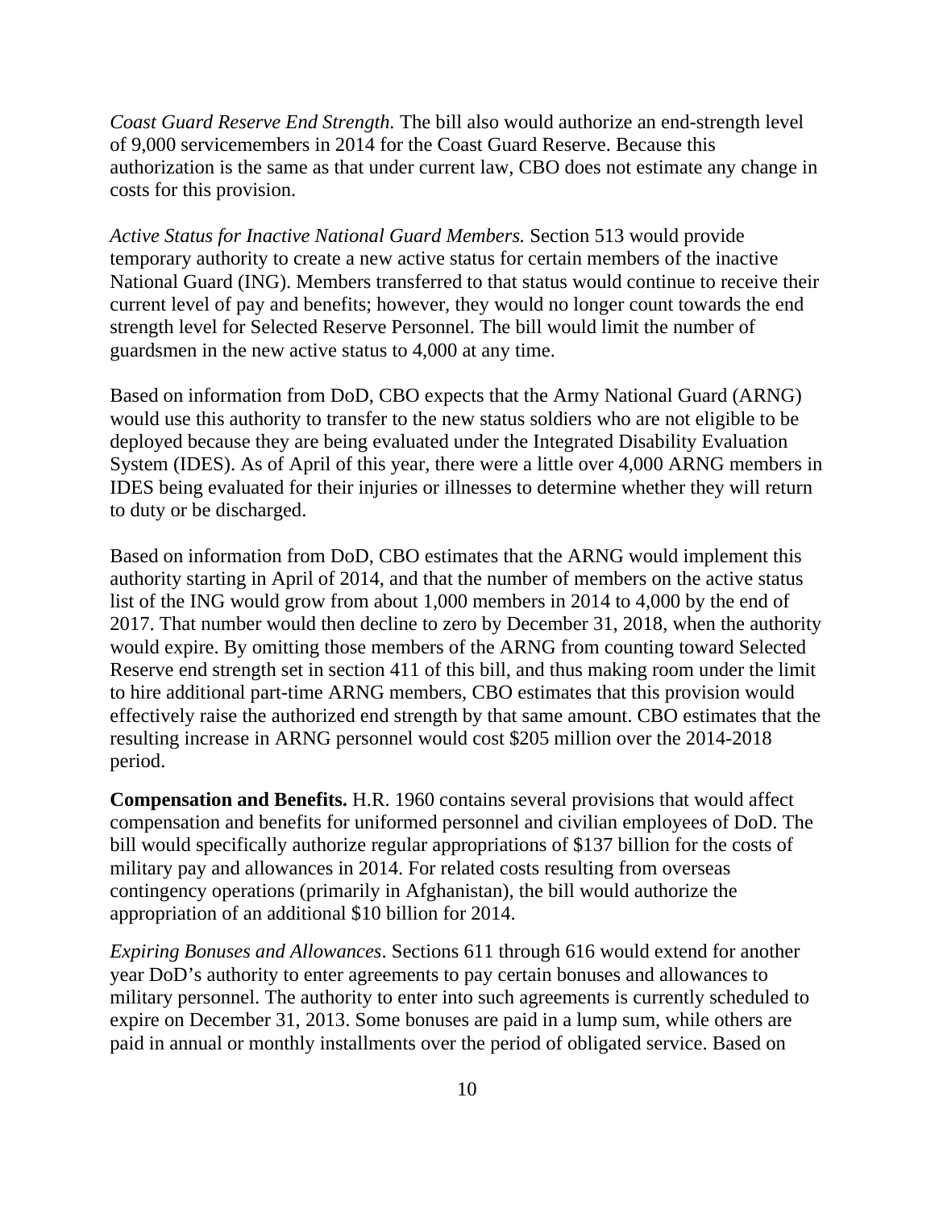*Coast Guard Reserve End Strength.* The bill also would authorize an end-strength level of 9,000 servicemembers in 2014 for the Coast Guard Reserve. Because this authorization is the same as that under current law, CBO does not estimate any change in costs for this provision.

*Active Status for Inactive National Guard Members.* Section 513 would provide temporary authority to create a new active status for certain members of the inactive National Guard (ING). Members transferred to that status would continue to receive their current level of pay and benefits; however, they would no longer count towards the end strength level for Selected Reserve Personnel. The bill would limit the number of guardsmen in the new active status to 4,000 at any time.

Based on information from DoD, CBO expects that the Army National Guard (ARNG) would use this authority to transfer to the new status soldiers who are not eligible to be deployed because they are being evaluated under the Integrated Disability Evaluation System (IDES). As of April of this year, there were a little over 4,000 ARNG members in IDES being evaluated for their injuries or illnesses to determine whether they will return to duty or be discharged.

Based on information from DoD, CBO estimates that the ARNG would implement this authority starting in April of 2014, and that the number of members on the active status list of the ING would grow from about 1,000 members in 2014 to 4,000 by the end of 2017. That number would then decline to zero by December 31, 2018, when the authority would expire. By omitting those members of the ARNG from counting toward Selected Reserve end strength set in section 411 of this bill, and thus making room under the limit to hire additional part-time ARNG members, CBO estimates that this provision would effectively raise the authorized end strength by that same amount. CBO estimates that the resulting increase in ARNG personnel would cost $205 million over the 2014-2018 period.

**Compensation and Benefits.** H.R. 1960 contains several provisions that would affect compensation and benefits for uniformed personnel and civilian employees of DoD. The bill would specifically authorize regular appropriations of $137 billion for the costs of military pay and allowances in 2014. For related costs resulting from overseas contingency operations (primarily in Afghanistan), the bill would authorize the appropriation of an additional $10 billion for 2014.

*Expiring Bonuses and Allowances*. Sections 611 through 616 would extend for another year DoD's authority to enter agreements to pay certain bonuses and allowances to military personnel. The authority to enter into such agreements is currently scheduled to expire on December 31, 2013. Some bonuses are paid in a lump sum, while others are paid in annual or monthly installments over the period of obligated service. Based on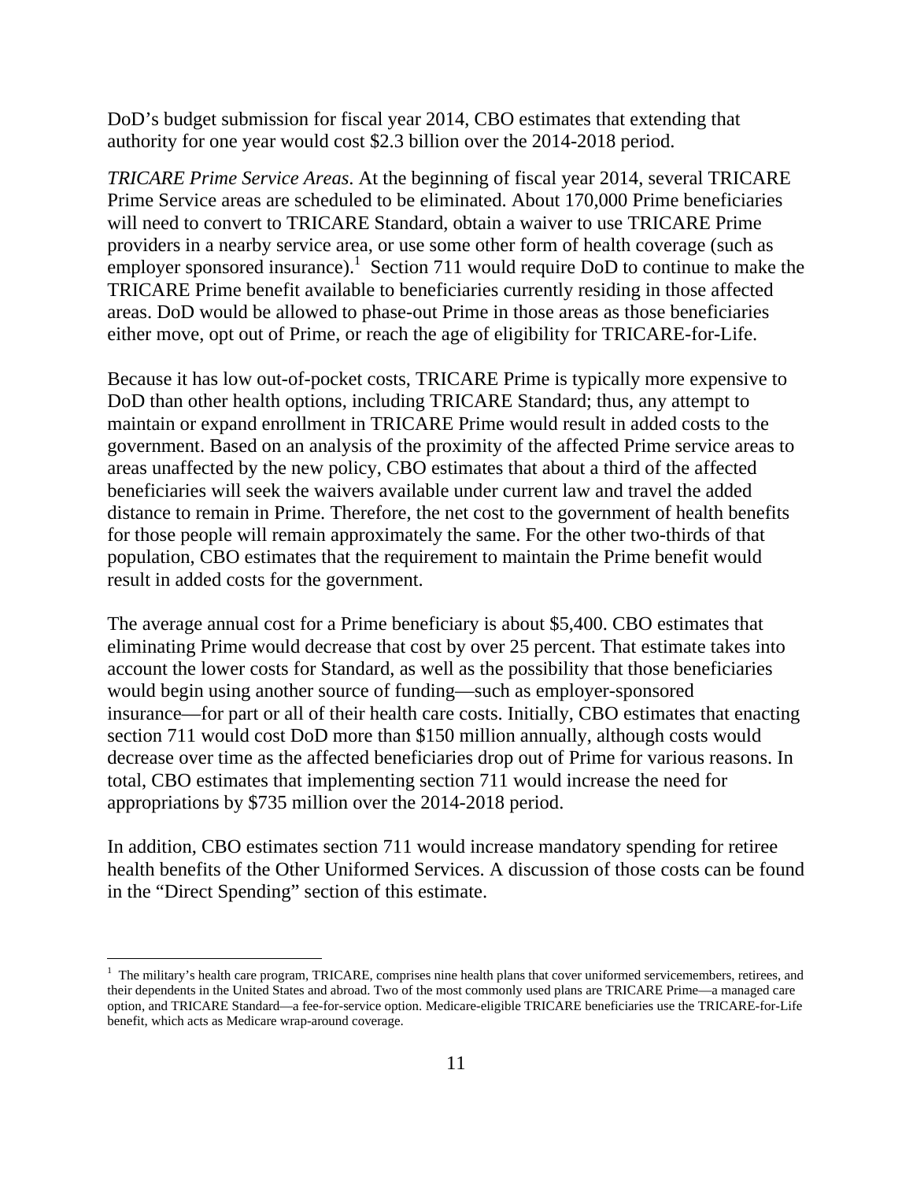DoD's budget submission for fiscal year 2014, CBO estimates that extending that authority for one year would cost $2.3 billion over the 2014-2018 period.

*TRICARE Prime Service Areas*. At the beginning of fiscal year 2014, several TRICARE Prime Service areas are scheduled to be eliminated. About 170,000 Prime beneficiaries will need to convert to TRICARE Standard, obtain a waiver to use TRICARE Prime providers in a nearby service area, or use some other form of health coverage (such as employer sponsored insurance).[1] Section 711 would require DoD to continue to make the TRICARE Prime benefit available to beneficiaries currently residing in those affected areas. DoD would be allowed to phase-out Prime in those areas as those beneficiaries either move, opt out of Prime, or reach the age of eligibility for TRICARE-for-Life.

Because it has low out-of-pocket costs, TRICARE Prime is typically more expensive to DoD than other health options, including TRICARE Standard; thus, any attempt to maintain or expand enrollment in TRICARE Prime would result in added costs to the government. Based on an analysis of the proximity of the affected Prime service areas to areas unaffected by the new policy, CBO estimates that about a third of the affected beneficiaries will seek the waivers available under current law and travel the added distance to remain in Prime. Therefore, the net cost to the government of health benefits for those people will remain approximately the same. For the other two-thirds of that population, CBO estimates that the requirement to maintain the Prime benefit would result in added costs for the government.

The average annual cost for a Prime beneficiary is about $5,400. CBO estimates that eliminating Prime would decrease that cost by over 25 percent. That estimate takes into account the lower costs for Standard, as well as the possibility that those beneficiaries would begin using another source of funding—such as employer-sponsored insurance—for part or all of their health care costs. Initially, CBO estimates that enacting section 711 would cost DoD more than $150 million annually, although costs would decrease over time as the affected beneficiaries drop out of Prime for various reasons. In total, CBO estimates that implementing section 711 would increase the need for appropriations by $735 million over the 2014-2018 period.

In addition, CBO estimates section 711 would increase mandatory spending for retiree health benefits of the Other Uniformed Services. A discussion of those costs can be found in the "Direct Spending" section of this estimate.

---

[1] The military's health care program, TRICARE, comprises nine health plans that cover uniformed servicemembers, retirees, and their dependents in the United States and abroad. Two of the most commonly used plans are TRICARE Prime—a managed care option, and TRICARE Standard—a fee-for-service option. Medicare-eligible TRICARE beneficiaries use the TRICARE-for-Life benefit, which acts as Medicare wrap-around coverage.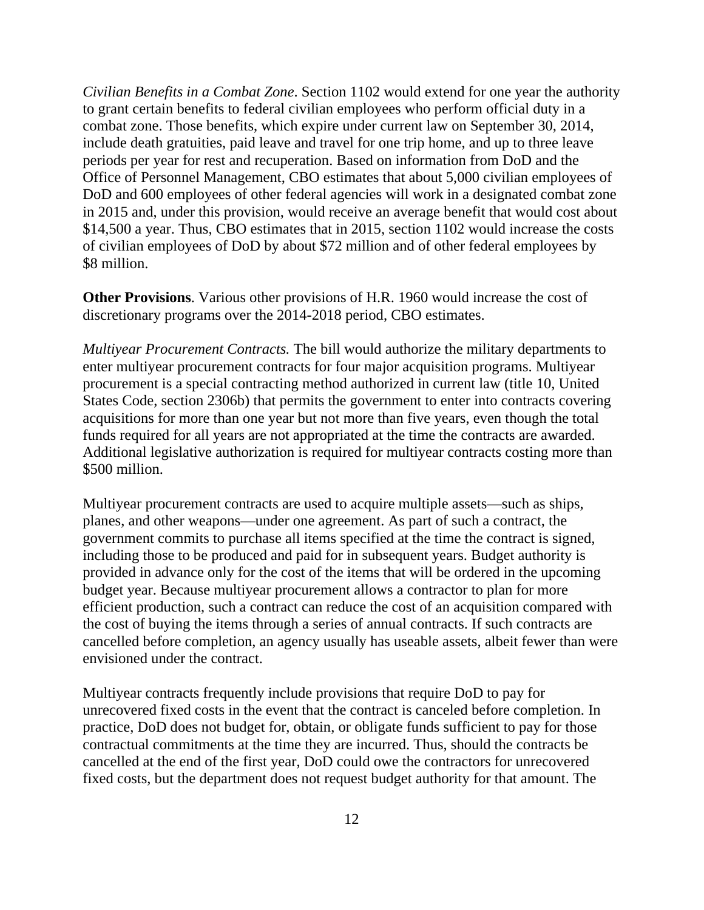*Civilian Benefits in a Combat Zone*. Section 1102 would extend for one year the authority to grant certain benefits to federal civilian employees who perform official duty in a combat zone. Those benefits, which expire under current law on September 30, 2014, include death gratuities, paid leave and travel for one trip home, and up to three leave periods per year for rest and recuperation. Based on information from DoD and the Office of Personnel Management, CBO estimates that about 5,000 civilian employees of DoD and 600 employees of other federal agencies will work in a designated combat zone in 2015 and, under this provision, would receive an average benefit that would cost about \$14,500 a year. Thus, CBO estimates that in 2015, section 1102 would increase the costs of civilian employees of DoD by about \$72 million and of other federal employees by \$8 million.

**Other Provisions**. Various other provisions of H.R. 1960 would increase the cost of discretionary programs over the 2014-2018 period, CBO estimates.

*Multiyear Procurement Contracts.* The bill would authorize the military departments to enter multiyear procurement contracts for four major acquisition programs. Multiyear procurement is a special contracting method authorized in current law (title 10, United States Code, section 2306b) that permits the government to enter into contracts covering acquisitions for more than one year but not more than five years, even though the total funds required for all years are not appropriated at the time the contracts are awarded. Additional legislative authorization is required for multiyear contracts costing more than \$500 million.

Multiyear procurement contracts are used to acquire multiple assets—such as ships, planes, and other weapons—under one agreement. As part of such a contract, the government commits to purchase all items specified at the time the contract is signed, including those to be produced and paid for in subsequent years. Budget authority is provided in advance only for the cost of the items that will be ordered in the upcoming budget year. Because multiyear procurement allows a contractor to plan for more efficient production, such a contract can reduce the cost of an acquisition compared with the cost of buying the items through a series of annual contracts. If such contracts are cancelled before completion, an agency usually has useable assets, albeit fewer than were envisioned under the contract.

Multiyear contracts frequently include provisions that require DoD to pay for unrecovered fixed costs in the event that the contract is canceled before completion. In practice, DoD does not budget for, obtain, or obligate funds sufficient to pay for those contractual commitments at the time they are incurred. Thus, should the contracts be cancelled at the end of the first year, DoD could owe the contractors for unrecovered fixed costs, but the department does not request budget authority for that amount. The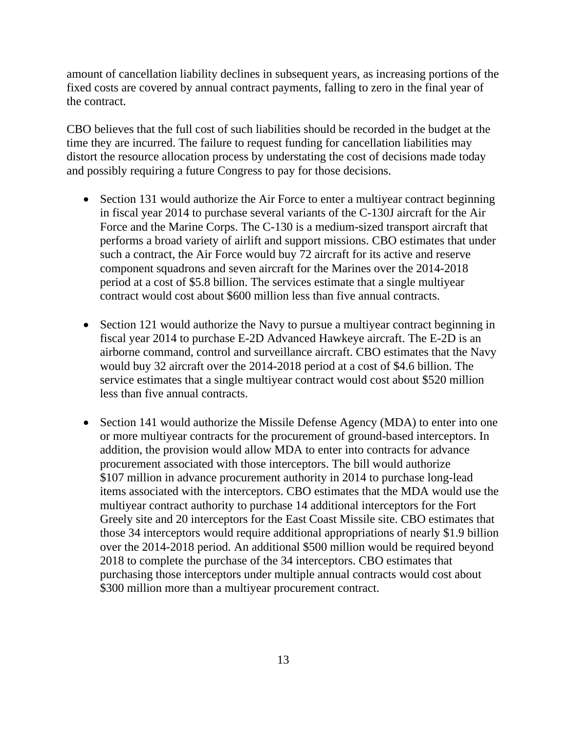amount of cancellation liability declines in subsequent years, as increasing portions of the fixed costs are covered by annual contract payments, falling to zero in the final year of the contract.

CBO believes that the full cost of such liabilities should be recorded in the budget at the time they are incurred. The failure to request funding for cancellation liabilities may distort the resource allocation process by understating the cost of decisions made today and possibly requiring a future Congress to pay for those decisions.

- Section 131 would authorize the Air Force to enter a multiyear contract beginning in fiscal year 2014 to purchase several variants of the C-130J aircraft for the Air Force and the Marine Corps. The C-130 is a medium-sized transport aircraft that performs a broad variety of airlift and support missions. CBO estimates that under such a contract, the Air Force would buy 72 aircraft for its active and reserve component squadrons and seven aircraft for the Marines over the 2014-2018 period at a cost of $5.8 billion. The services estimate that a single multiyear contract would cost about $600 million less than five annual contracts.

- Section 121 would authorize the Navy to pursue a multiyear contract beginning in fiscal year 2014 to purchase E-2D Advanced Hawkeye aircraft. The E-2D is an airborne command, control and surveillance aircraft. CBO estimates that the Navy would buy 32 aircraft over the 2014-2018 period at a cost of $4.6 billion. The service estimates that a single multiyear contract would cost about $520 million less than five annual contracts.

- Section 141 would authorize the Missile Defense Agency (MDA) to enter into one or more multiyear contracts for the procurement of ground-based interceptors. In addition, the provision would allow MDA to enter into contracts for advance procurement associated with those interceptors. The bill would authorize $107 million in advance procurement authority in 2014 to purchase long-lead items associated with the interceptors. CBO estimates that the MDA would use the multiyear contract authority to purchase 14 additional interceptors for the Fort Greely site and 20 interceptors for the East Coast Missile site. CBO estimates that those 34 interceptors would require additional appropriations of nearly $1.9 billion over the 2014-2018 period. An additional $500 million would be required beyond 2018 to complete the purchase of the 34 interceptors. CBO estimates that purchasing those interceptors under multiple annual contracts would cost about $300 million more than a multiyear procurement contract.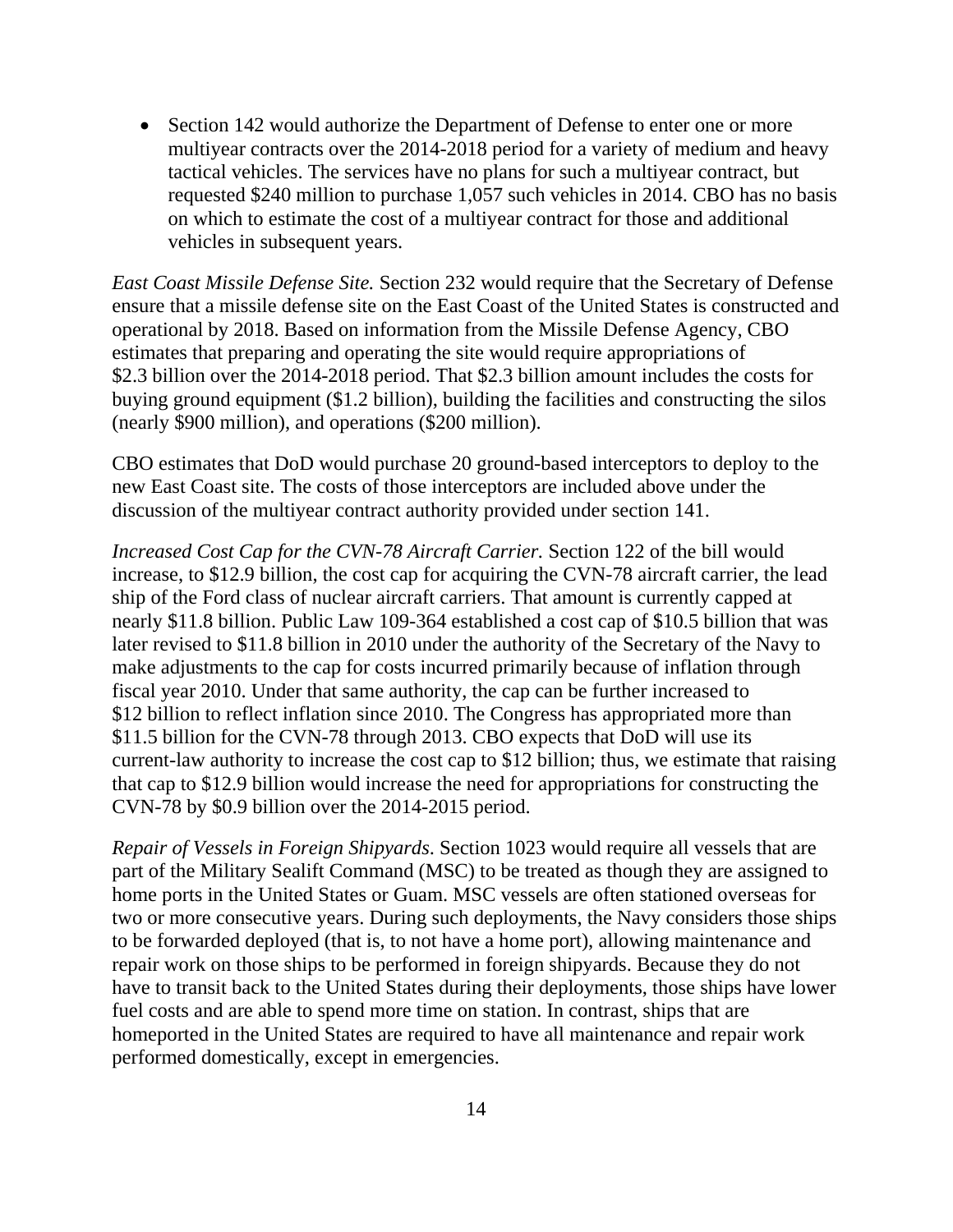- Section 142 would authorize the Department of Defense to enter one or more multiyear contracts over the 2014-2018 period for a variety of medium and heavy tactical vehicles. The services have no plans for such a multiyear contract, but requested $240 million to purchase 1,057 such vehicles in 2014. CBO has no basis on which to estimate the cost of a multiyear contract for those and additional vehicles in subsequent years.

*East Coast Missile Defense Site.* Section 232 would require that the Secretary of Defense ensure that a missile defense site on the East Coast of the United States is constructed and operational by 2018. Based on information from the Missile Defense Agency, CBO estimates that preparing and operating the site would require appropriations of $2.3 billion over the 2014-2018 period. That $2.3 billion amount includes the costs for buying ground equipment ($1.2 billion), building the facilities and constructing the silos (nearly $900 million), and operations ($200 million).

CBO estimates that DoD would purchase 20 ground-based interceptors to deploy to the new East Coast site. The costs of those interceptors are included above under the discussion of the multiyear contract authority provided under section 141.

*Increased Cost Cap for the CVN-78 Aircraft Carrier.* Section 122 of the bill would increase, to $12.9 billion, the cost cap for acquiring the CVN-78 aircraft carrier, the lead ship of the Ford class of nuclear aircraft carriers. That amount is currently capped at nearly $11.8 billion. Public Law 109-364 established a cost cap of $10.5 billion that was later revised to $11.8 billion in 2010 under the authority of the Secretary of the Navy to make adjustments to the cap for costs incurred primarily because of inflation through fiscal year 2010. Under that same authority, the cap can be further increased to $12 billion to reflect inflation since 2010. The Congress has appropriated more than $11.5 billion for the CVN-78 through 2013. CBO expects that DoD will use its current-law authority to increase the cost cap to $12 billion; thus, we estimate that raising that cap to $12.9 billion would increase the need for appropriations for constructing the CVN-78 by $0.9 billion over the 2014-2015 period.

*Repair of Vessels in Foreign Shipyards*. Section 1023 would require all vessels that are part of the Military Sealift Command (MSC) to be treated as though they are assigned to home ports in the United States or Guam. MSC vessels are often stationed overseas for two or more consecutive years. During such deployments, the Navy considers those ships to be forwarded deployed (that is, to not have a home port), allowing maintenance and repair work on those ships to be performed in foreign shipyards. Because they do not have to transit back to the United States during their deployments, those ships have lower fuel costs and are able to spend more time on station. In contrast, ships that are homeported in the United States are required to have all maintenance and repair work performed domestically, except in emergencies.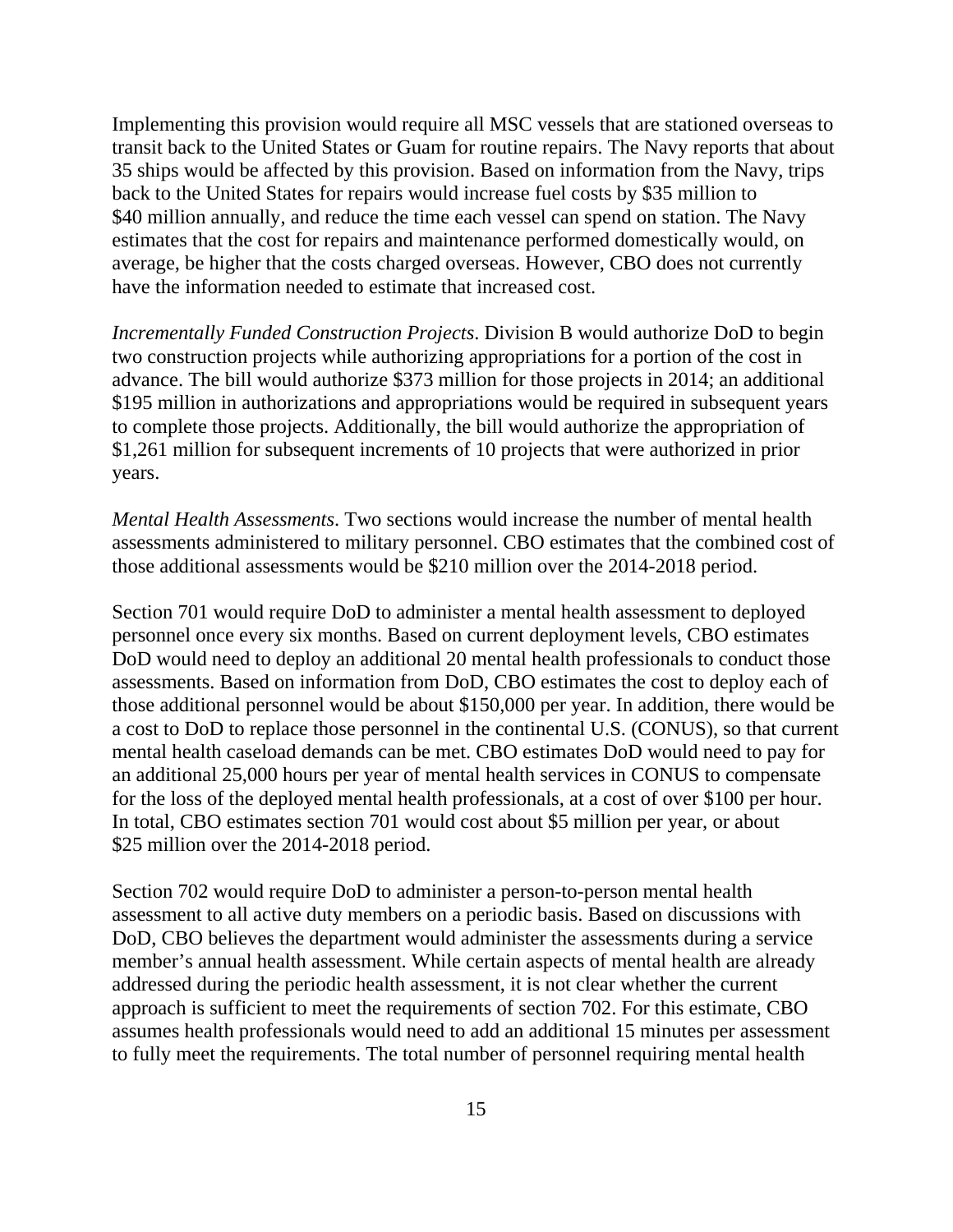Implementing this provision would require all MSC vessels that are stationed overseas to transit back to the United States or Guam for routine repairs. The Navy reports that about 35 ships would be affected by this provision. Based on information from the Navy, trips back to the United States for repairs would increase fuel costs by $35 million to $40 million annually, and reduce the time each vessel can spend on station. The Navy estimates that the cost for repairs and maintenance performed domestically would, on average, be higher that the costs charged overseas. However, CBO does not currently have the information needed to estimate that increased cost.

*Incrementally Funded Construction Projects*. Division B would authorize DoD to begin two construction projects while authorizing appropriations for a portion of the cost in advance. The bill would authorize $373 million for those projects in 2014; an additional $195 million in authorizations and appropriations would be required in subsequent years to complete those projects. Additionally, the bill would authorize the appropriation of $1,261 million for subsequent increments of 10 projects that were authorized in prior years.

*Mental Health Assessments*. Two sections would increase the number of mental health assessments administered to military personnel. CBO estimates that the combined cost of those additional assessments would be $210 million over the 2014-2018 period.

Section 701 would require DoD to administer a mental health assessment to deployed personnel once every six months. Based on current deployment levels, CBO estimates DoD would need to deploy an additional 20 mental health professionals to conduct those assessments. Based on information from DoD, CBO estimates the cost to deploy each of those additional personnel would be about $150,000 per year. In addition, there would be a cost to DoD to replace those personnel in the continental U.S. (CONUS), so that current mental health caseload demands can be met. CBO estimates DoD would need to pay for an additional 25,000 hours per year of mental health services in CONUS to compensate for the loss of the deployed mental health professionals, at a cost of over $100 per hour. In total, CBO estimates section 701 would cost about $5 million per year, or about $25 million over the 2014-2018 period.

Section 702 would require DoD to administer a person-to-person mental health assessment to all active duty members on a periodic basis. Based on discussions with DoD, CBO believes the department would administer the assessments during a service member's annual health assessment. While certain aspects of mental health are already addressed during the periodic health assessment, it is not clear whether the current approach is sufficient to meet the requirements of section 702. For this estimate, CBO assumes health professionals would need to add an additional 15 minutes per assessment to fully meet the requirements. The total number of personnel requiring mental health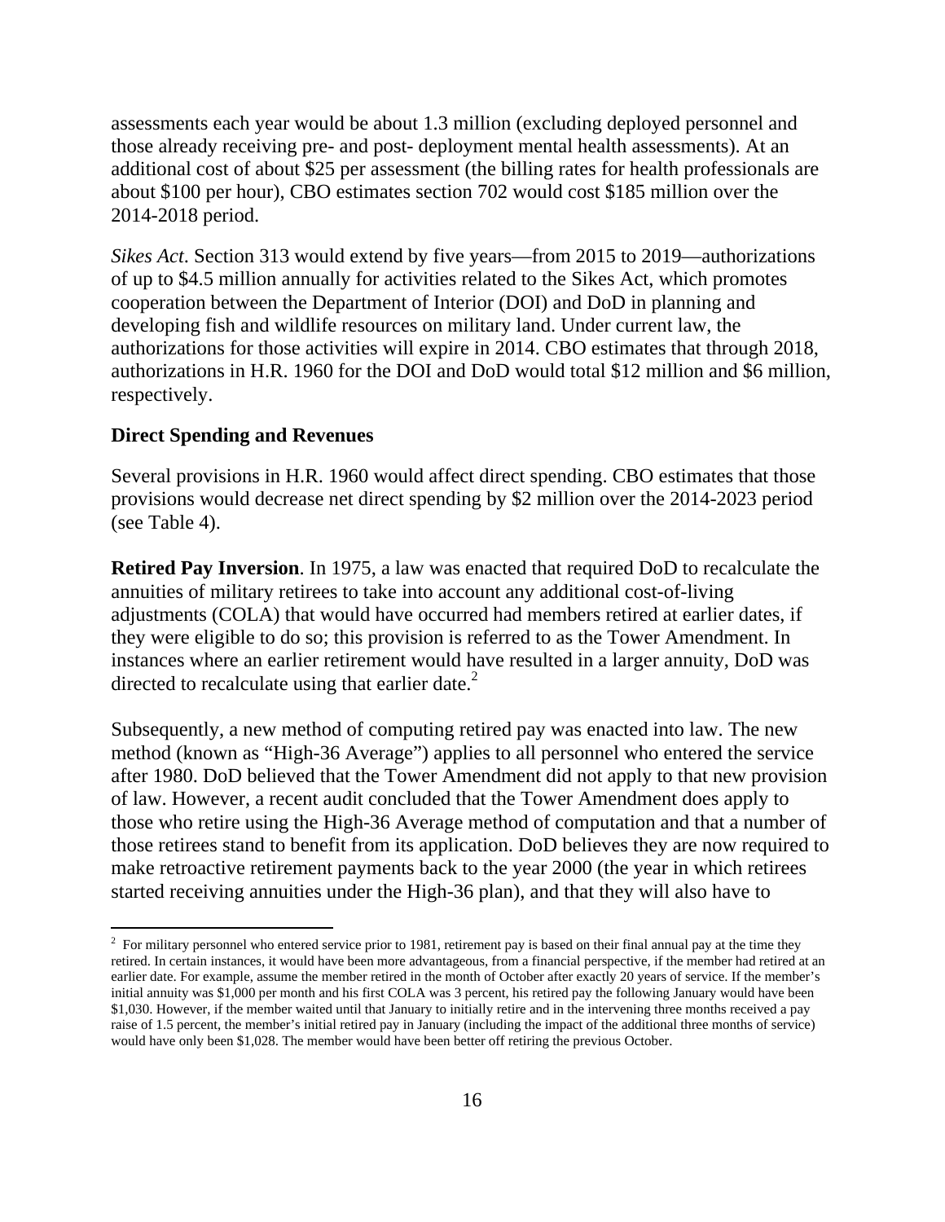assessments each year would be about 1.3 million (excluding deployed personnel and those already receiving pre- and post- deployment mental health assessments). At an additional cost of about $25 per assessment (the billing rates for health professionals are about $100 per hour), CBO estimates section 702 would cost $185 million over the 2014-2018 period.

*Sikes Act*. Section 313 would extend by five years—from 2015 to 2019—authorizations of up to $4.5 million annually for activities related to the Sikes Act, which promotes cooperation between the Department of Interior (DOI) and DoD in planning and developing fish and wildlife resources on military land. Under current law, the authorizations for those activities will expire in 2014. CBO estimates that through 2018, authorizations in H.R. 1960 for the DOI and DoD would total $12 million and $6 million, respectively.

**Direct Spending and Revenues**

Several provisions in H.R. 1960 would affect direct spending. CBO estimates that those provisions would decrease net direct spending by $2 million over the 2014-2023 period (see Table 4).

**Retired Pay Inversion**. In 1975, a law was enacted that required DoD to recalculate the annuities of military retirees to take into account any additional cost-of-living adjustments (COLA) that would have occurred had members retired at earlier dates, if they were eligible to do so; this provision is referred to as the Tower Amendment. In instances where an earlier retirement would have resulted in a larger annuity, DoD was directed to recalculate using that earlier date.[2]

Subsequently, a new method of computing retired pay was enacted into law. The new method (known as "High-36 Average") applies to all personnel who entered the service after 1980. DoD believed that the Tower Amendment did not apply to that new provision of law. However, a recent audit concluded that the Tower Amendment does apply to those who retire using the High-36 Average method of computation and that a number of those retirees stand to benefit from its application. DoD believes they are now required to make retroactive retirement payments back to the year 2000 (the year in which retirees started receiving annuities under the High-36 plan), and that they will also have to

[2] For military personnel who entered service prior to 1981, retirement pay is based on their final annual pay at the time they retired. In certain instances, it would have been more advantageous, from a financial perspective, if the member had retired at an earlier date. For example, assume the member retired in the month of October after exactly 20 years of service. If the member's initial annuity was $1,000 per month and his first COLA was 3 percent, his retired pay the following January would have been $1,030. However, if the member waited until that January to initially retire and in the intervening three months received a pay raise of 1.5 percent, the member's initial retired pay in January (including the impact of the additional three months of service) would have only been $1,028. The member would have been better off retiring the previous October.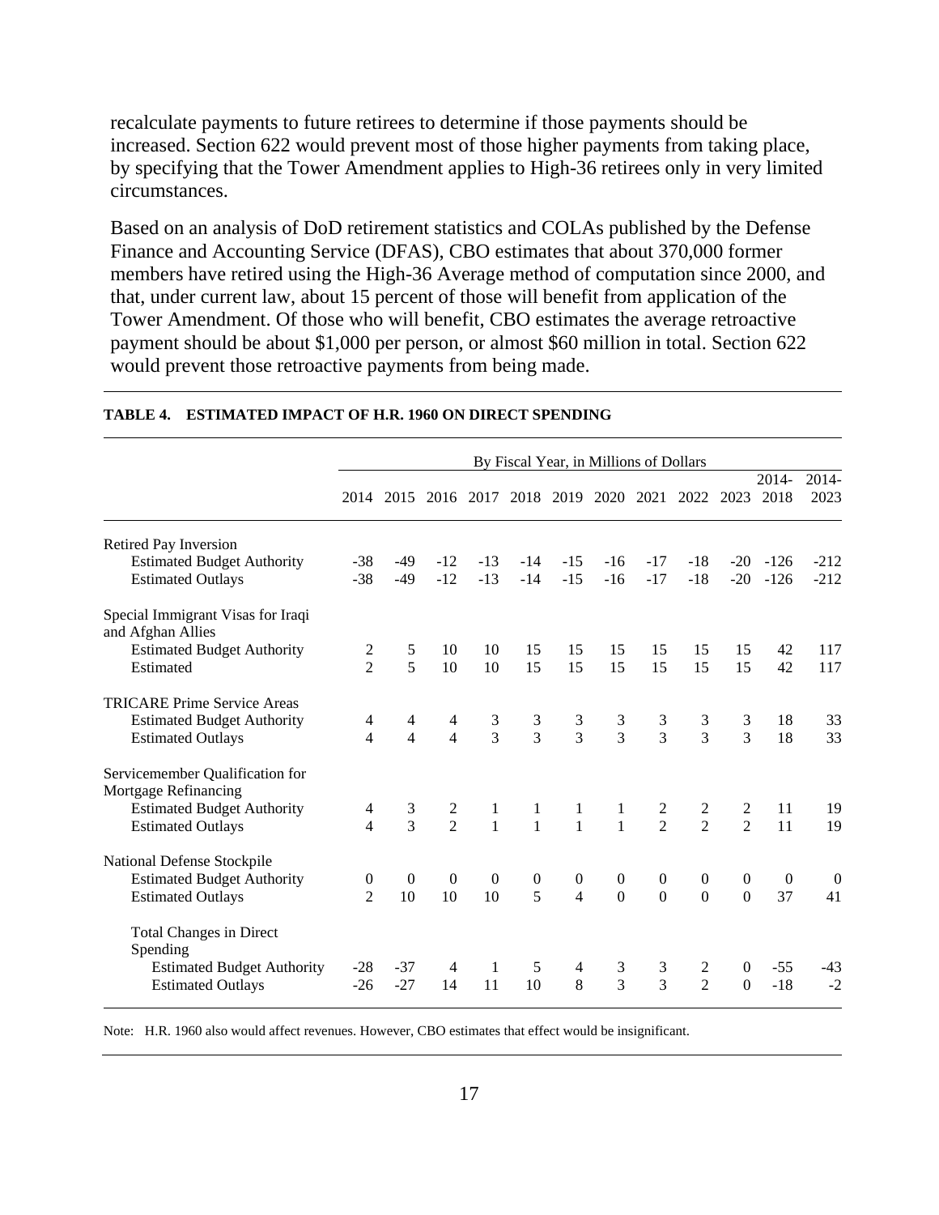recalculate payments to future retirees to determine if those payments should be increased. Section 622 would prevent most of those higher payments from taking place, by specifying that the Tower Amendment applies to High-36 retirees only in very limited circumstances.

Based on an analysis of DoD retirement statistics and COLAs published by the Defense Finance and Accounting Service (DFAS), CBO estimates that about 370,000 former members have retired using the High-36 Average method of computation since 2000, and that, under current law, about 15 percent of those will benefit from application of the Tower Amendment. Of those who will benefit, CBO estimates the average retroactive payment should be about $1,000 per person, or almost $60 million in total. Section 622 would prevent those retroactive payments from being made.

**TABLE 4. ESTIMATED IMPACT OF H.R. 1960 ON DIRECT SPENDING**

| | By Fiscal Year, in Millions of Dollars | | | | | | | | | | | |
|---|---|---|---|---|---|---|---|---|---|---|---|---|
| | 2014 | 2015 | 2016 | 2017 | 2018 | 2019 | 2020 | 2021 | 2022 | 2023 | 2014-2018 | 2014-2023 |
| **Retired Pay Inversion** | | | | | | | | | | | | |
| Estimated Budget Authority | -38 | -49 | -12 | -13 | -14 | -15 | -16 | -17 | -18 | -20 | -126 | -212 |
| Estimated Outlays | -38 | -49 | -12 | -13 | -14 | -15 | -16 | -17 | -18 | -20 | -126 | -212 |
| **Special Immigrant Visas for Iraqi and Afghan Allies** | | | | | | | | | | | | |
| Estimated Budget Authority | 2 | 5 | 10 | 10 | 15 | 15 | 15 | 15 | 15 | 15 | 42 | 117 |
| Estimated | 2 | 5 | 10 | 10 | 15 | 15 | 15 | 15 | 15 | 15 | 42 | 117 |
| **TRICARE Prime Service Areas** | | | | | | | | | | | | |
| Estimated Budget Authority | 4 | 4 | 4 | 3 | 3 | 3 | 3 | 3 | 3 | 3 | 18 | 33 |
| Estimated Outlays | 4 | 4 | 4 | 3 | 3 | 3 | 3 | 3 | 3 | 3 | 18 | 33 |
| **Servicemember Qualification for Mortgage Refinancing** | | | | | | | | | | | | |
| Estimated Budget Authority | 4 | 3 | 2 | 1 | 1 | 1 | 1 | 2 | 2 | 2 | 11 | 19 |
| Estimated Outlays | 4 | 3 | 2 | 1 | 1 | 1 | 1 | 2 | 2 | 2 | 11 | 19 |
| **National Defense Stockpile** | | | | | | | | | | | | |
| Estimated Budget Authority | 0 | 0 | 0 | 0 | 0 | 0 | 0 | 0 | 0 | 0 | 0 | 0 |
| Estimated Outlays | 2 | 10 | 10 | 10 | 5 | 4 | 0 | 0 | 0 | 0 | 37 | 41 |
| **Total Changes in Direct Spending** | | | | | | | | | | | | |
| Estimated Budget Authority | -28 | -37 | 4 | 1 | 5 | 4 | 3 | 3 | 2 | 0 | -55 | -43 |
| Estimated Outlays | -26 | -27 | 14 | 11 | 10 | 8 | 3 | 3 | 2 | 0 | -18 | -2 |

Note: H.R. 1960 also would affect revenues. However, CBO estimates that effect would be insignificant.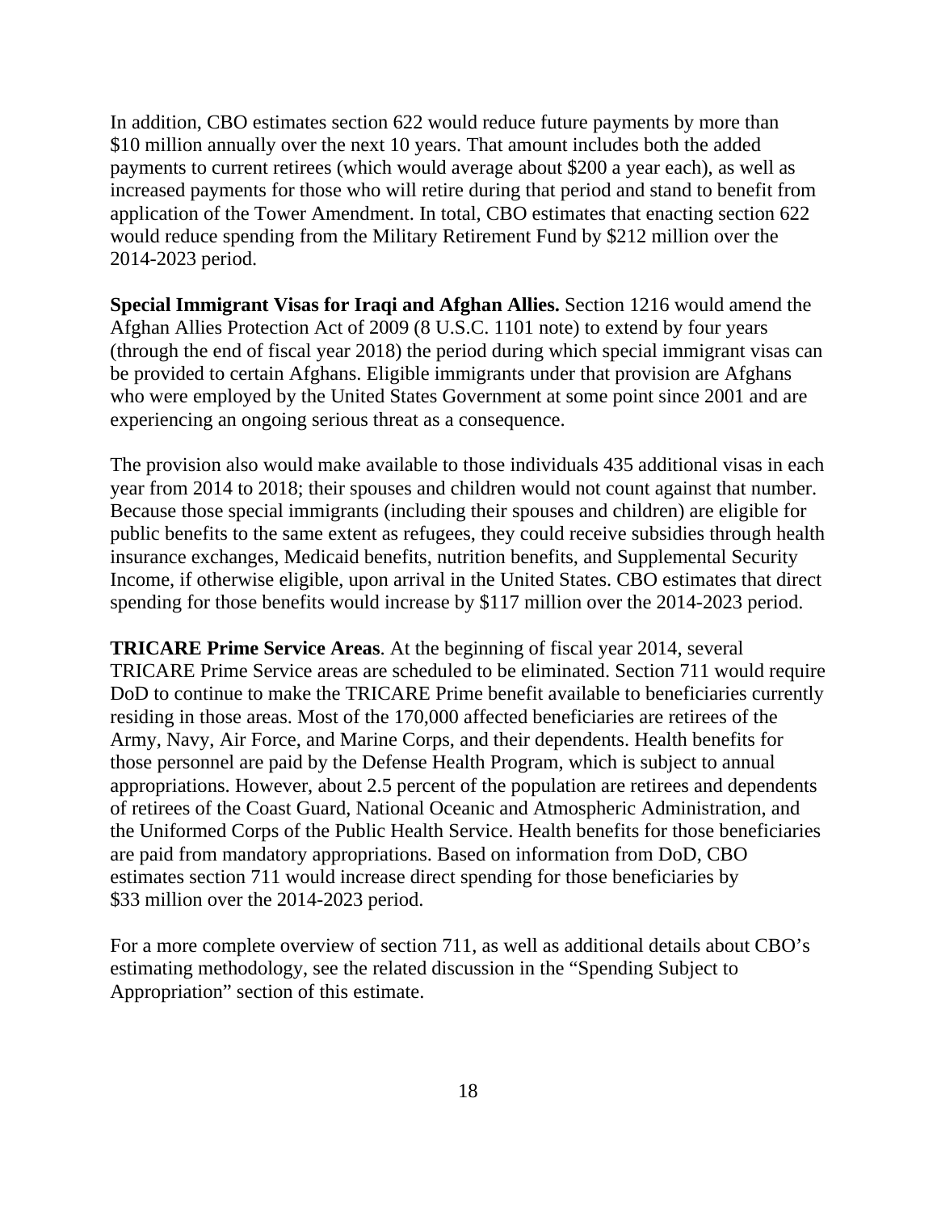In addition, CBO estimates section 622 would reduce future payments by more than $10 million annually over the next 10 years. That amount includes both the added payments to current retirees (which would average about $200 a year each), as well as increased payments for those who will retire during that period and stand to benefit from application of the Tower Amendment. In total, CBO estimates that enacting section 622 would reduce spending from the Military Retirement Fund by $212 million over the 2014-2023 period.

**Special Immigrant Visas for Iraqi and Afghan Allies.** Section 1216 would amend the Afghan Allies Protection Act of 2009 (8 U.S.C. 1101 note) to extend by four years (through the end of fiscal year 2018) the period during which special immigrant visas can be provided to certain Afghans. Eligible immigrants under that provision are Afghans who were employed by the United States Government at some point since 2001 and are experiencing an ongoing serious threat as a consequence.

The provision also would make available to those individuals 435 additional visas in each year from 2014 to 2018; their spouses and children would not count against that number. Because those special immigrants (including their spouses and children) are eligible for public benefits to the same extent as refugees, they could receive subsidies through health insurance exchanges, Medicaid benefits, nutrition benefits, and Supplemental Security Income, if otherwise eligible, upon arrival in the United States. CBO estimates that direct spending for those benefits would increase by $117 million over the 2014-2023 period.

**TRICARE Prime Service Areas**. At the beginning of fiscal year 2014, several TRICARE Prime Service areas are scheduled to be eliminated. Section 711 would require DoD to continue to make the TRICARE Prime benefit available to beneficiaries currently residing in those areas. Most of the 170,000 affected beneficiaries are retirees of the Army, Navy, Air Force, and Marine Corps, and their dependents. Health benefits for those personnel are paid by the Defense Health Program, which is subject to annual appropriations. However, about 2.5 percent of the population are retirees and dependents of retirees of the Coast Guard, National Oceanic and Atmospheric Administration, and the Uniformed Corps of the Public Health Service. Health benefits for those beneficiaries are paid from mandatory appropriations. Based on information from DoD, CBO estimates section 711 would increase direct spending for those beneficiaries by $33 million over the 2014-2023 period.

For a more complete overview of section 711, as well as additional details about CBO's estimating methodology, see the related discussion in the "Spending Subject to Appropriation" section of this estimate.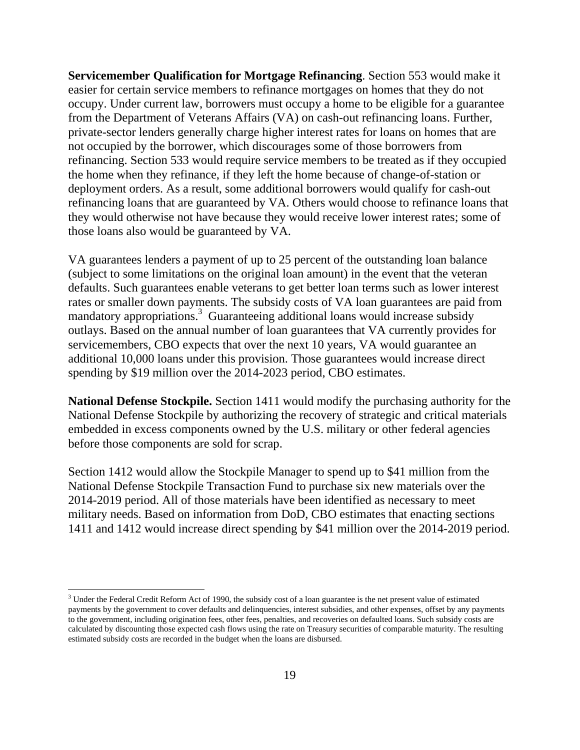**Servicemember Qualification for Mortgage Refinancing**. Section 553 would make it easier for certain service members to refinance mortgages on homes that they do not occupy. Under current law, borrowers must occupy a home to be eligible for a guarantee from the Department of Veterans Affairs (VA) on cash-out refinancing loans. Further, private-sector lenders generally charge higher interest rates for loans on homes that are not occupied by the borrower, which discourages some of those borrowers from refinancing. Section 533 would require service members to be treated as if they occupied the home when they refinance, if they left the home because of change-of-station or deployment orders. As a result, some additional borrowers would qualify for cash-out refinancing loans that are guaranteed by VA. Others would choose to refinance loans that they would otherwise not have because they would receive lower interest rates; some of those loans also would be guaranteed by VA.

VA guarantees lenders a payment of up to 25 percent of the outstanding loan balance (subject to some limitations on the original loan amount) in the event that the veteran defaults. Such guarantees enable veterans to get better loan terms such as lower interest rates or smaller down payments. The subsidy costs of VA loan guarantees are paid from mandatory appropriations.[3] Guaranteeing additional loans would increase subsidy outlays. Based on the annual number of loan guarantees that VA currently provides for servicemembers, CBO expects that over the next 10 years, VA would guarantee an additional 10,000 loans under this provision. Those guarantees would increase direct spending by $19 million over the 2014-2023 period, CBO estimates.

**National Defense Stockpile.** Section 1411 would modify the purchasing authority for the National Defense Stockpile by authorizing the recovery of strategic and critical materials embedded in excess components owned by the U.S. military or other federal agencies before those components are sold for scrap.

Section 1412 would allow the Stockpile Manager to spend up to $41 million from the National Defense Stockpile Transaction Fund to purchase six new materials over the 2014-2019 period. All of those materials have been identified as necessary to meet military needs. Based on information from DoD, CBO estimates that enacting sections 1411 and 1412 would increase direct spending by $41 million over the 2014-2019 period.

---

[3] Under the Federal Credit Reform Act of 1990, the subsidy cost of a loan guarantee is the net present value of estimated payments by the government to cover defaults and delinquencies, interest subsidies, and other expenses, offset by any payments to the government, including origination fees, other fees, penalties, and recoveries on defaulted loans. Such subsidy costs are calculated by discounting those expected cash flows using the rate on Treasury securities of comparable maturity. The resulting estimated subsidy costs are recorded in the budget when the loans are disbursed.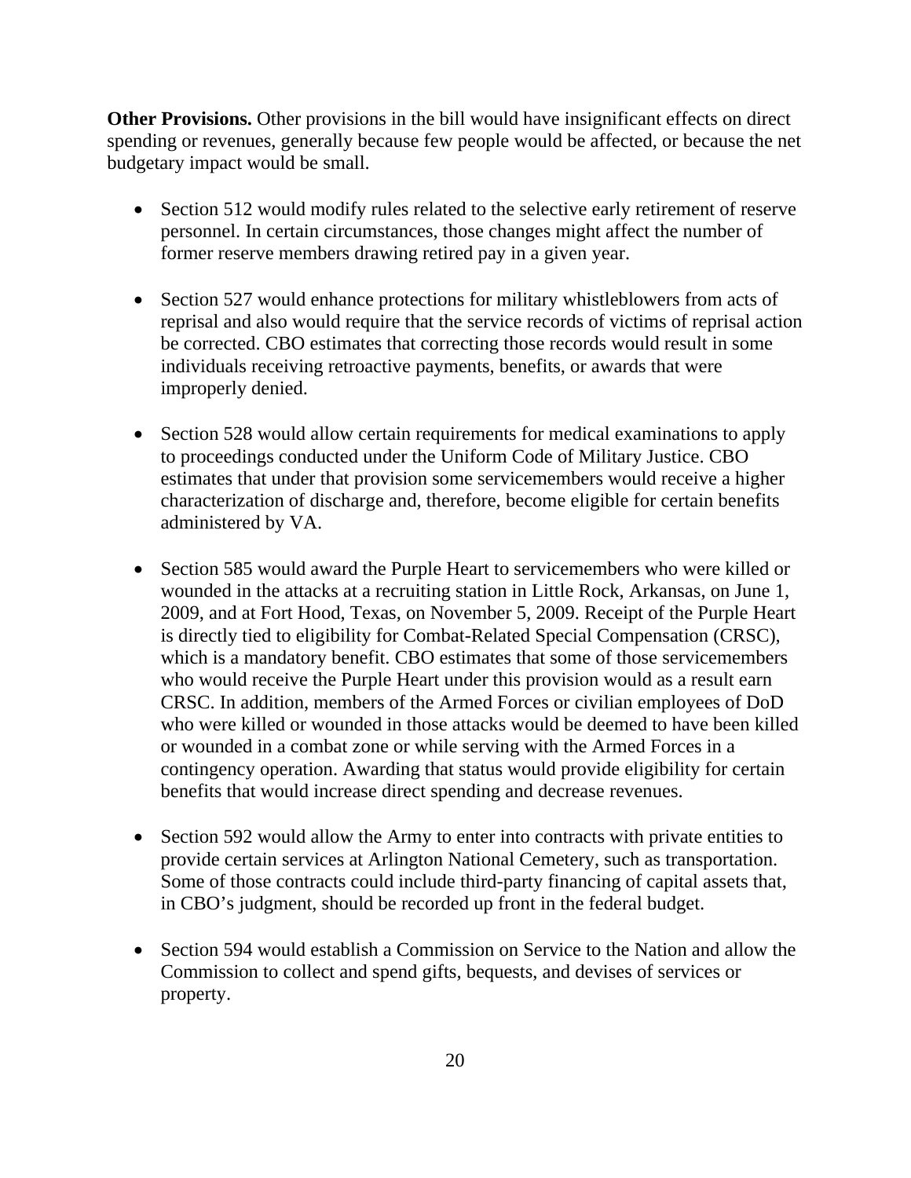**Other Provisions.** Other provisions in the bill would have insignificant effects on direct spending or revenues, generally because few people would be affected, or because the net budgetary impact would be small.

- Section 512 would modify rules related to the selective early retirement of reserve personnel. In certain circumstances, those changes might affect the number of former reserve members drawing retired pay in a given year.

- Section 527 would enhance protections for military whistleblowers from acts of reprisal and also would require that the service records of victims of reprisal action be corrected. CBO estimates that correcting those records would result in some individuals receiving retroactive payments, benefits, or awards that were improperly denied.

- Section 528 would allow certain requirements for medical examinations to apply to proceedings conducted under the Uniform Code of Military Justice. CBO estimates that under that provision some servicemembers would receive a higher characterization of discharge and, therefore, become eligible for certain benefits administered by VA.

- Section 585 would award the Purple Heart to servicemembers who were killed or wounded in the attacks at a recruiting station in Little Rock, Arkansas, on June 1, 2009, and at Fort Hood, Texas, on November 5, 2009. Receipt of the Purple Heart is directly tied to eligibility for Combat-Related Special Compensation (CRSC), which is a mandatory benefit. CBO estimates that some of those servicemembers who would receive the Purple Heart under this provision would as a result earn CRSC. In addition, members of the Armed Forces or civilian employees of DoD who were killed or wounded in those attacks would be deemed to have been killed or wounded in a combat zone or while serving with the Armed Forces in a contingency operation. Awarding that status would provide eligibility for certain benefits that would increase direct spending and decrease revenues.

- Section 592 would allow the Army to enter into contracts with private entities to provide certain services at Arlington National Cemetery, such as transportation. Some of those contracts could include third-party financing of capital assets that, in CBO's judgment, should be recorded up front in the federal budget.

- Section 594 would establish a Commission on Service to the Nation and allow the Commission to collect and spend gifts, bequests, and devises of services or property.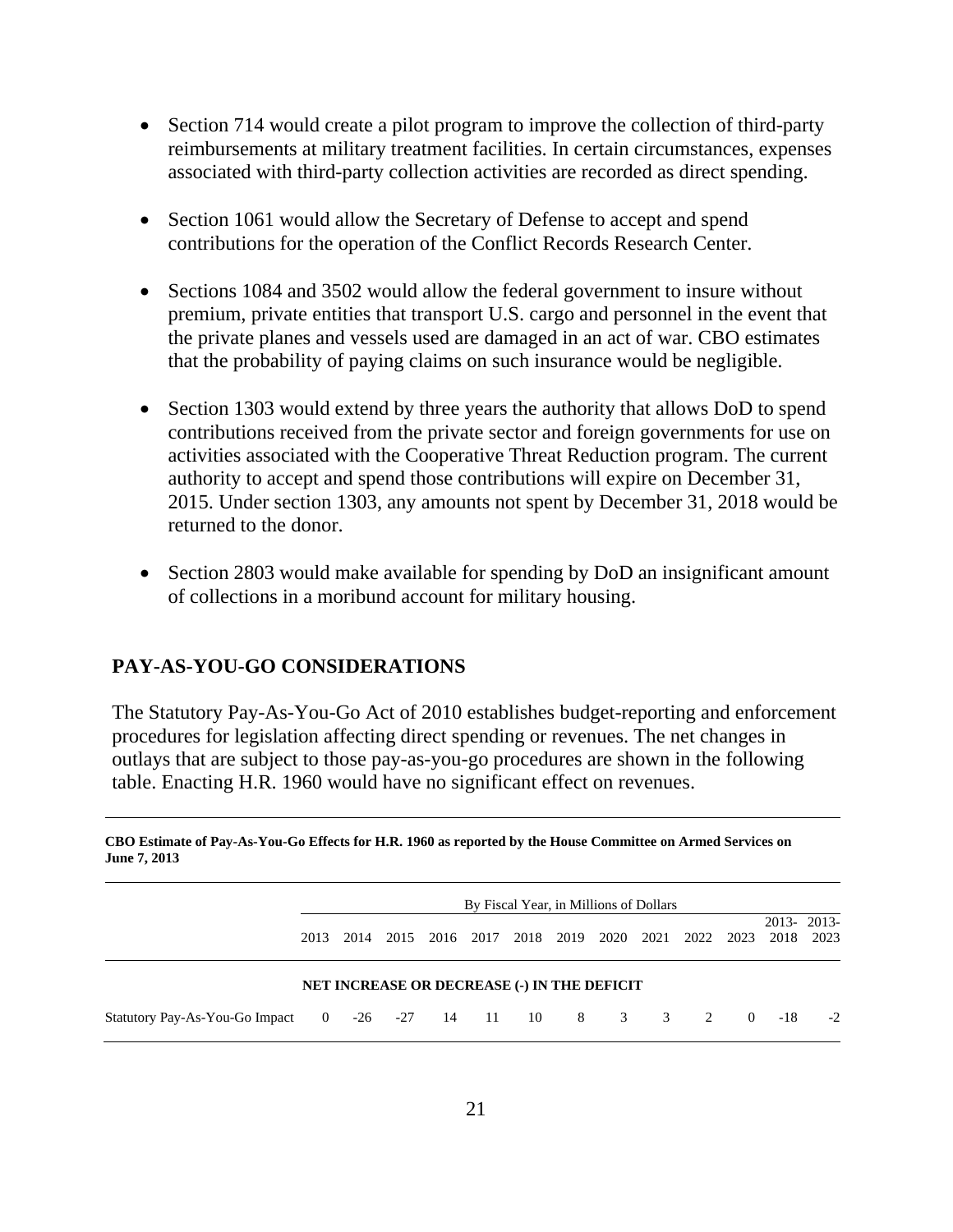- Section 714 would create a pilot program to improve the collection of third-party reimbursements at military treatment facilities. In certain circumstances, expenses associated with third-party collection activities are recorded as direct spending.

- Section 1061 would allow the Secretary of Defense to accept and spend contributions for the operation of the Conflict Records Research Center.

- Sections 1084 and 3502 would allow the federal government to insure without premium, private entities that transport U.S. cargo and personnel in the event that the private planes and vessels used are damaged in an act of war. CBO estimates that the probability of paying claims on such insurance would be negligible.

- Section 1303 would extend by three years the authority that allows DoD to spend contributions received from the private sector and foreign governments for use on activities associated with the Cooperative Threat Reduction program. The current authority to accept and spend those contributions will expire on December 31, 2015. Under section 1303, any amounts not spent by December 31, 2018 would be returned to the donor.

- Section 2803 would make available for spending by DoD an insignificant amount of collections in a moribund account for military housing.

## PAY-AS-YOU-GO CONSIDERATIONS

The Statutory Pay-As-You-Go Act of 2010 establishes budget-reporting and enforcement procedures for legislation affecting direct spending or revenues. The net changes in outlays that are subject to those pay-as-you-go procedures are shown in the following table. Enacting H.R. 1960 would have no significant effect on revenues.

**CBO Estimate of Pay-As-You-Go Effects for H.R. 1960 as reported by the House Committee on Armed Services on June 7, 2013**

| | By Fiscal Year, in Millions of Dollars | | | | | | | | | | | | |
|---|---|---|---|---|---|---|---|---|---|---|---|---|---|
| | 2013 | 2014 | 2015 | 2016 | 2017 | 2018 | 2019 | 2020 | 2021 | 2022 | 2023 | 2013-2018 | 2013-2023 |
| **NET INCREASE OR DECREASE (-) IN THE DEFICIT** | | | | | | | | | | | | | |
| Statutory Pay-As-You-Go Impact | 0 | -26 | -27 | 14 | 11 | 10 | 8 | 3 | 3 | 2 | 0 | -18 | -2 |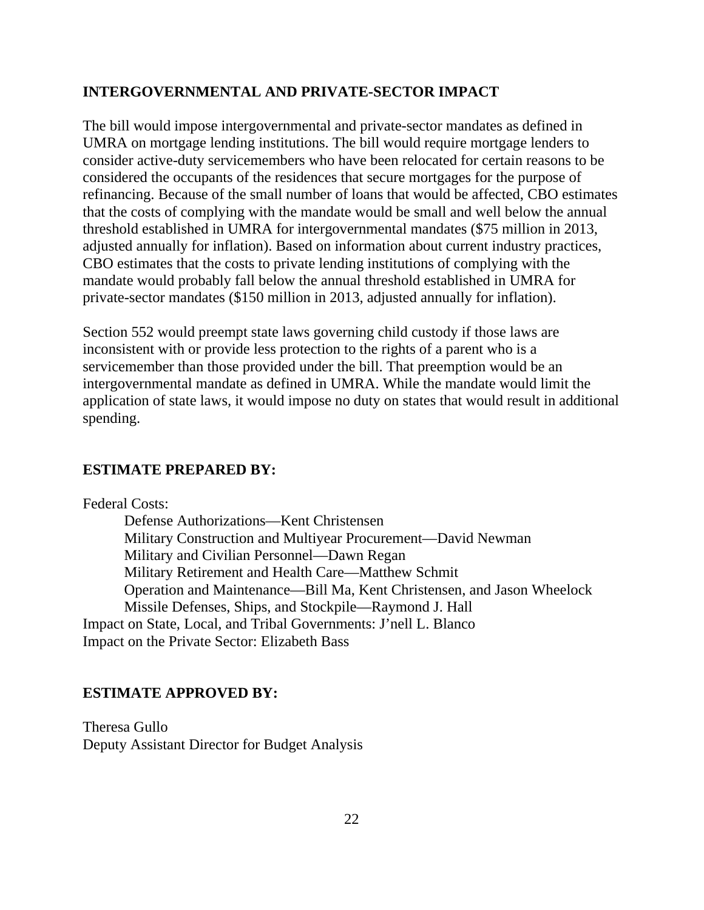## INTERGOVERNMENTAL AND PRIVATE-SECTOR IMPACT

The bill would impose intergovernmental and private-sector mandates as defined in UMRA on mortgage lending institutions. The bill would require mortgage lenders to consider active-duty servicemembers who have been relocated for certain reasons to be considered the occupants of the residences that secure mortgages for the purpose of refinancing. Because of the small number of loans that would be affected, CBO estimates that the costs of complying with the mandate would be small and well below the annual threshold established in UMRA for intergovernmental mandates ($75 million in 2013, adjusted annually for inflation). Based on information about current industry practices, CBO estimates that the costs to private lending institutions of complying with the mandate would probably fall below the annual threshold established in UMRA for private-sector mandates ($150 million in 2013, adjusted annually for inflation).

Section 552 would preempt state laws governing child custody if those laws are inconsistent with or provide less protection to the rights of a parent who is a servicemember than those provided under the bill. That preemption would be an intergovernmental mandate as defined in UMRA. While the mandate would limit the application of state laws, it would impose no duty on states that would result in additional spending.

## ESTIMATE PREPARED BY:

Federal Costs:

Defense Authorizations—Kent Christensen
Military Construction and Multiyear Procurement—David Newman
Military and Civilian Personnel—Dawn Regan
Military Retirement and Health Care—Matthew Schmit
Operation and Maintenance—Bill Ma, Kent Christensen, and Jason Wheelock
Missile Defenses, Ships, and Stockpile—Raymond J. Hall

Impact on State, Local, and Tribal Governments: J'nell L. Blanco
Impact on the Private Sector: Elizabeth Bass

## ESTIMATE APPROVED BY:

Theresa Gullo
Deputy Assistant Director for Budget Analysis